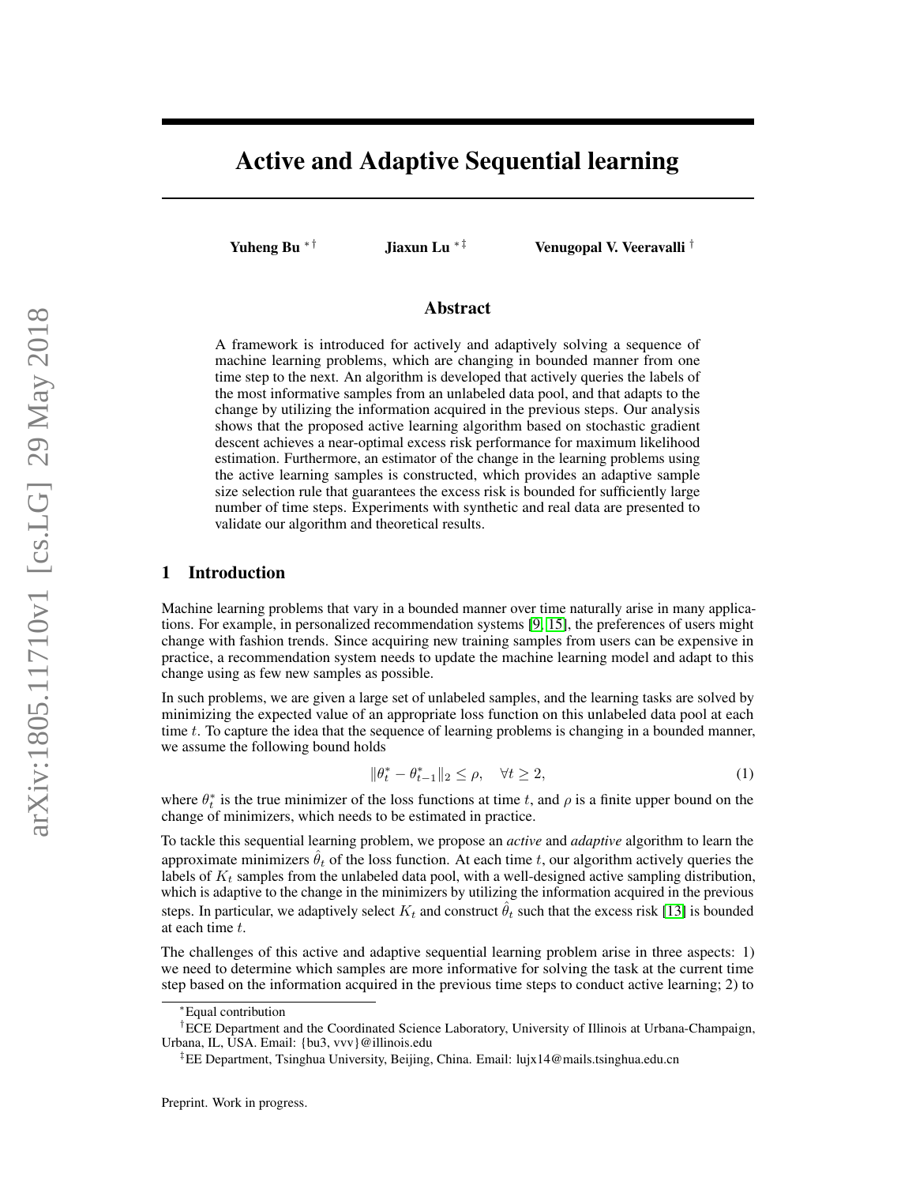# Active and Adaptive Sequential learning

**Yuheng Bu** [*] [†] **Jiaxun Lu** [*] [‡] **Venugopal V. Veeravalli** [†]

## Abstract

A framework is introduced for actively and adaptively solving a sequence of machine learning problems, which are changing in bounded manner from one time step to the next. An algorithm is developed that actively queries the labels of the most informative samples from an unlabeled data pool, and that adapts to the change by utilizing the information acquired in the previous steps. Our analysis shows that the proposed active learning algorithm based on stochastic gradient descent achieves a near-optimal excess risk performance for maximum likelihood estimation. Furthermore, an estimator of the change in the learning problems using the active learning samples is constructed, which provides an adaptive sample size selection rule that guarantees the excess risk is bounded for sufficiently large number of time steps. Experiments with synthetic and real data are presented to validate our algorithm and theoretical results.

## 1 Introduction

Machine learning problems that vary in a bounded manner over time naturally arise in many applications. For example, in personalized recommendation systems [9, 15], the preferences of users might change with fashion trends. Since acquiring new training samples from users can be expensive in practice, a recommendation system needs to update the machine learning model and adapt to this change using as few new samples as possible.

In such problems, we are given a large set of unlabeled samples, and the learning tasks are solved by minimizing the expected value of an appropriate loss function on this unlabeled data pool at each time $t$. To capture the idea that the sequence of learning problems is changing in a bounded manner, we assume the following bound holds

$$\|\theta_t^* - \theta_{t-1}^*\|_2 \leq \rho, \quad \forall t \geq 2, \tag{1}$$

where $\theta_t^*$ is the true minimizer of the loss functions at time $t$, and $\rho$ is a finite upper bound on the change of minimizers, which needs to be estimated in practice.

To tackle this sequential learning problem, we propose an *active* and *adaptive* algorithm to learn the approximate minimizers $\hat{\theta}_t$ of the loss function. At each time $t$, our algorithm actively queries the labels of $K_t$ samples from the unlabeled data pool, with a well-designed active sampling distribution, which is adaptive to the change in the minimizers by utilizing the information acquired in the previous steps. In particular, we adaptively select $K_t$ and construct $\hat{\theta}_t$ such that the excess risk [13] is bounded at each time $t$.

The challenges of this active and adaptive sequential learning problem arise in three aspects: 1) we need to determine which samples are more informative for solving the task at the current time step based on the information acquired in the previous time steps to conduct active learning; 2) to

---

[*] Equal contribution

[†] ECE Department and the Coordinated Science Laboratory, University of Illinois at Urbana-Champaign, Urbana, IL, USA. Email: {bu3, vvv}@illinois.edu

[‡] EE Department, Tsinghua University, Beijing, China. Email: lujx14@mails.tsinghua.edu.cn

Preprint. Work in progress.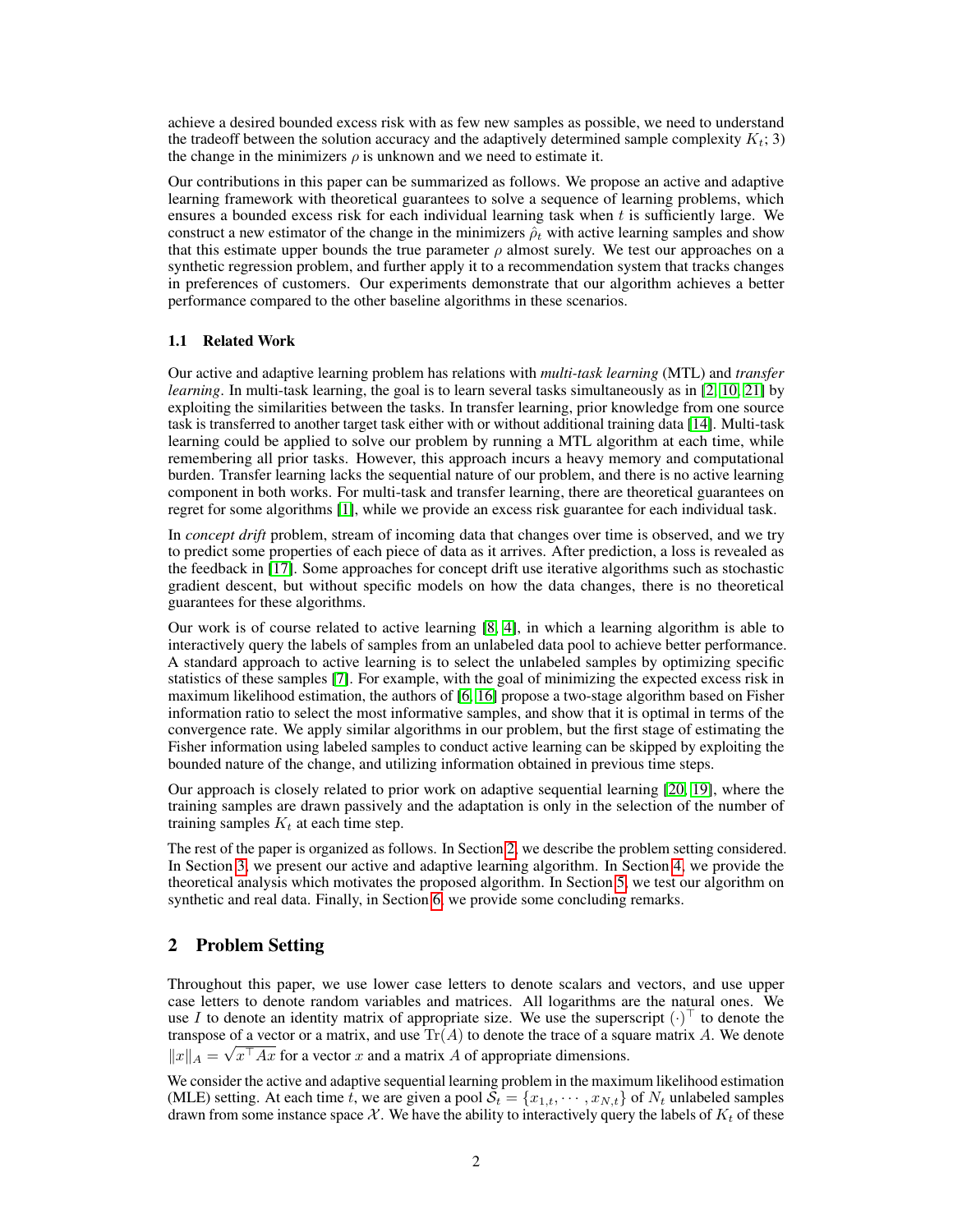achieve a desired bounded excess risk with as few new samples as possible, we need to understand the tradeoff between the solution accuracy and the adaptively determined sample complexity $K_t$; 3) the change in the minimizers $\rho$ is unknown and we need to estimate it.

Our contributions in this paper can be summarized as follows. We propose an active and adaptive learning framework with theoretical guarantees to solve a sequence of learning problems, which ensures a bounded excess risk for each individual learning task when $t$ is sufficiently large. We construct a new estimator of the change in the minimizers $\hat{\rho}_t$ with active learning samples and show that this estimate upper bounds the true parameter $\rho$ almost surely. We test our approaches on a synthetic regression problem, and further apply it to a recommendation system that tracks changes in preferences of customers. Our experiments demonstrate that our algorithm achieves a better performance compared to the other baseline algorithms in these scenarios.

### 1.1 Related Work

Our active and adaptive learning problem has relations with *multi-task learning* (MTL) and *transfer learning*. In multi-task learning, the goal is to learn several tasks simultaneously as in [2, 10, 21] by exploiting the similarities between the tasks. In transfer learning, prior knowledge from one source task is transferred to another target task either with or without additional training data [14]. Multi-task learning could be applied to solve our problem by running a MTL algorithm at each time, while remembering all prior tasks. However, this approach incurs a heavy memory and computational burden. Transfer learning lacks the sequential nature of our problem, and there is no active learning component in both works. For multi-task and transfer learning, there are theoretical guarantees on regret for some algorithms [1], while we provide an excess risk guarantee for each individual task.

In *concept drift* problem, stream of incoming data that changes over time is observed, and we try to predict some properties of each piece of data as it arrives. After prediction, a loss is revealed as the feedback in [17]. Some approaches for concept drift use iterative algorithms such as stochastic gradient descent, but without specific models on how the data changes, there is no theoretical guarantees for these algorithms.

Our work is of course related to active learning [8, 4], in which a learning algorithm is able to interactively query the labels of samples from an unlabeled data pool to achieve better performance. A standard approach to active learning is to select the unlabeled samples by optimizing specific statistics of these samples [7]. For example, with the goal of minimizing the expected excess risk in maximum likelihood estimation, the authors of [6, 16] propose a two-stage algorithm based on Fisher information ratio to select the most informative samples, and show that it is optimal in terms of the convergence rate. We apply similar algorithms in our problem, but the first stage of estimating the Fisher information using labeled samples to conduct active learning can be skipped by exploiting the bounded nature of the change, and utilizing information obtained in previous time steps.

Our approach is closely related to prior work on adaptive sequential learning [20, 19], where the training samples are drawn passively and the adaptation is only in the selection of the number of training samples $K_t$ at each time step.

The rest of the paper is organized as follows. In Section 2, we describe the problem setting considered. In Section 3, we present our active and adaptive learning algorithm. In Section 4, we provide the theoretical analysis which motivates the proposed algorithm. In Section 5, we test our algorithm on synthetic and real data. Finally, in Section 6, we provide some concluding remarks.

## 2 Problem Setting

Throughout this paper, we use lower case letters to denote scalars and vectors, and use upper case letters to denote random variables and matrices. All logarithms are the natural ones. We use $I$ to denote an identity matrix of appropriate size. We use the superscript $(\cdot)^\top$ to denote the transpose of a vector or a matrix, and use $\mathrm{Tr}(A)$ to denote the trace of a square matrix $A$. We denote $\|x\|_A = \sqrt{x^\top A x}$ for a vector $x$ and a matrix $A$ of appropriate dimensions.

We consider the active and adaptive sequential learning problem in the maximum likelihood estimation (MLE) setting. At each time $t$, we are given a pool $\mathcal{S}_t = \{x_{1,t}, \cdots, x_{N,t}\}$ of $N_t$ unlabeled samples drawn from some instance space $\mathcal{X}$. We have the ability to interactively query the labels of $K_t$ of these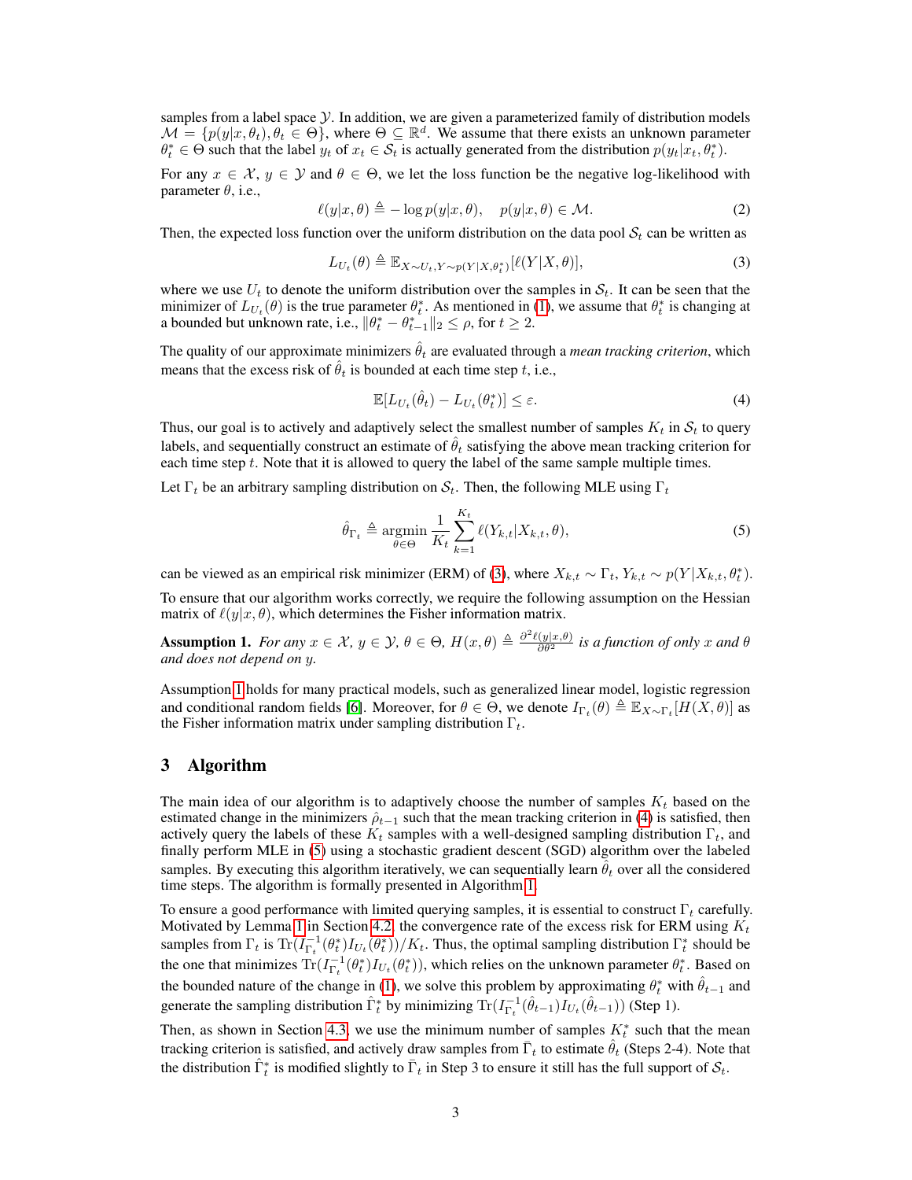samples from a label space $\mathcal{Y}$. In addition, we are given a parameterized family of distribution models $\mathcal{M} = \{p(y|x, \theta_t), \theta_t \in \Theta\}$, where $\Theta \subseteq \mathbb{R}^d$. We assume that there exists an unknown parameter $\theta_t^* \in \Theta$ such that the label $y_t$ of $x_t \in \mathcal{S}_t$ is actually generated from the distribution $p(y_t|x_t, \theta_t^*)$.

For any $x \in \mathcal{X}$, $y \in \mathcal{Y}$ and $\theta \in \Theta$, we let the loss function be the negative log-likelihood with parameter $\theta$, i.e.,

$$\ell(y|x, \theta) \triangleq -\log p(y|x, \theta), \quad p(y|x, \theta) \in \mathcal{M}. \tag{2}$$

Then, the expected loss function over the uniform distribution on the data pool $\mathcal{S}_t$ can be written as

$$L_{U_t}(\theta) \triangleq \mathbb{E}_{X \sim U_t, Y \sim p(Y|X, \theta_t^*)}[\ell(Y|X, \theta)], \tag{3}$$

where we use $U_t$ to denote the uniform distribution over the samples in $\mathcal{S}_t$. It can be seen that the minimizer of $L_{U_t}(\theta)$ is the true parameter $\theta_t^*$. As mentioned in (1), we assume that $\theta_t^*$ is changing at a bounded but unknown rate, i.e., $\|\theta_t^* - \theta_{t-1}^*\|_2 \leq \rho$, for $t \geq 2$.

The quality of our approximate minimizers $\hat{\theta}_t$ are evaluated through a *mean tracking criterion*, which means that the excess risk of $\hat{\theta}_t$ is bounded at each time step $t$, i.e.,

$$\mathbb{E}[L_{U_t}(\hat{\theta}_t) - L_{U_t}(\theta_t^*)] \leq \varepsilon. \tag{4}$$

Thus, our goal is to actively and adaptively select the smallest number of samples $K_t$ in $\mathcal{S}_t$ to query labels, and sequentially construct an estimate of $\hat{\theta}_t$ satisfying the above mean tracking criterion for each time step $t$. Note that it is allowed to query the label of the same sample multiple times.

Let $\Gamma_t$ be an arbitrary sampling distribution on $\mathcal{S}_t$. Then, the following MLE using $\Gamma_t$

$$\hat{\theta}_{\Gamma_t} \triangleq \operatorname*{argmin}_{\theta \in \Theta} \frac{1}{K_t} \sum_{k=1}^{K_t} \ell(Y_{k,t}|X_{k,t}, \theta), \tag{5}$$

can be viewed as an empirical risk minimizer (ERM) of (3), where $X_{k,t} \sim \Gamma_t$, $Y_{k,t} \sim p(Y|X_{k,t}, \theta_t^*)$.

To ensure that our algorithm works correctly, we require the following assumption on the Hessian matrix of $\ell(y|x, \theta)$, which determines the Fisher information matrix.

**Assumption 1.** *For any $x \in \mathcal{X}$, $y \in \mathcal{Y}$, $\theta \in \Theta$, $H(x, \theta) \triangleq \frac{\partial^2 \ell(y|x,\theta)}{\partial \theta^2}$ is a function of only $x$ and $\theta$ and does not depend on $y$.*

Assumption 1 holds for many practical models, such as generalized linear model, logistic regression and conditional random fields [6]. Moreover, for $\theta \in \Theta$, we denote $I_{\Gamma_t}(\theta) \triangleq \mathbb{E}_{X \sim \Gamma_t}[H(X, \theta)]$ as the Fisher information matrix under sampling distribution $\Gamma_t$.

## 3 Algorithm

The main idea of our algorithm is to adaptively choose the number of samples $K_t$ based on the estimated change in the minimizers $\hat{\rho}_{t-1}$ such that the mean tracking criterion in (4) is satisfied, then actively query the labels of these $K_t$ samples with a well-designed sampling distribution $\Gamma_t$, and finally perform MLE in (5) using a stochastic gradient descent (SGD) algorithm over the labeled samples. By executing this algorithm iteratively, we can sequentially learn $\hat{\theta}_t$ over all the considered time steps. The algorithm is formally presented in Algorithm 1.

To ensure a good performance with limited querying samples, it is essential to construct $\Gamma_t$ carefully. Motivated by Lemma 1 in Section 4.2, the convergence rate of the excess risk for ERM using $K_t$ samples from $\Gamma_t$ is $\mathrm{Tr}(I_{\Gamma_t}^{-1}(\theta_t^*) I_{U_t}(\theta_t^*))/K_t$. Thus, the optimal sampling distribution $\Gamma_t^*$ should be the one that minimizes $\mathrm{Tr}(I_{\Gamma_t}^{-1}(\theta_t^*) I_{U_t}(\theta_t^*))$, which relies on the unknown parameter $\theta_t^*$. Based on the bounded nature of the change in (1), we solve this problem by approximating $\theta_t^*$ with $\hat{\theta}_{t-1}$ and generate the sampling distribution $\hat{\Gamma}_t^*$ by minimizing $\mathrm{Tr}(I_{\Gamma_t}^{-1}(\hat{\theta}_{t-1}) I_{U_t}(\hat{\theta}_{t-1}))$ (Step 1).

Then, as shown in Section 4.3, we use the minimum number of samples $K_t^*$ such that the mean tracking criterion is satisfied, and actively draw samples from $\bar{\Gamma}_t$ to estimate $\hat{\theta}_t$ (Steps 2-4). Note that the distribution $\hat{\Gamma}_t^*$ is modified slightly to $\bar{\Gamma}_t$ in Step 3 to ensure it still has the full support of $\mathcal{S}_t$.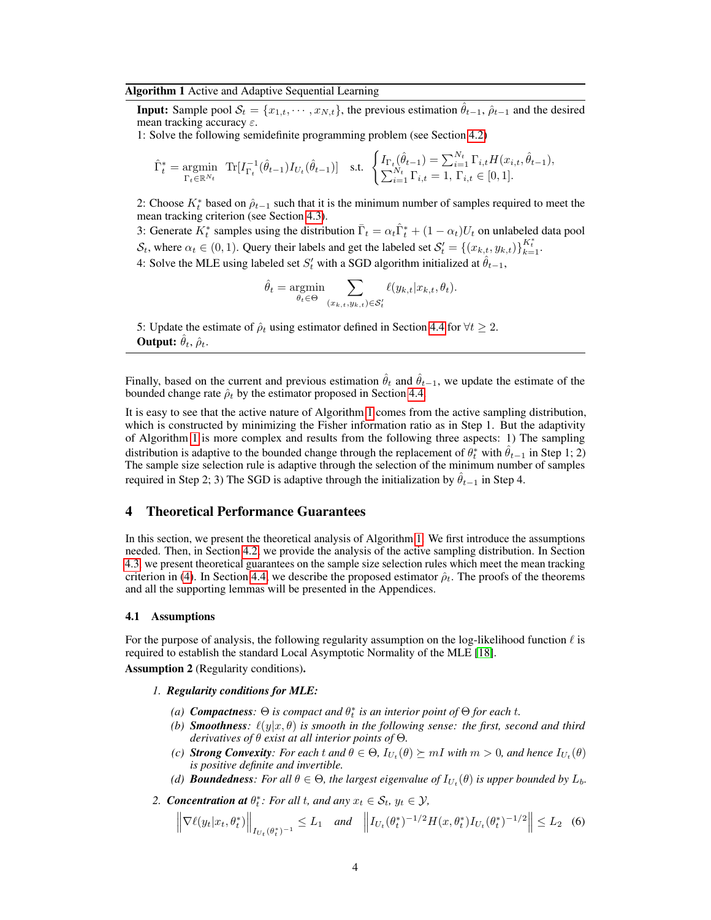**Algorithm 1** Active and Adaptive Sequential Learning

**Input:** Sample pool $\mathcal{S}_t = \{x_{1,t}, \cdots, x_{N,t}\}$, the previous estimation $\hat{\theta}_{t-1}$, $\hat{\rho}_{t-1}$ and the desired mean tracking accuracy $\varepsilon$.

1: Solve the following semidefinite programming problem (see Section 4.2)

$$\hat{\Gamma}_t^* = \underset{\Gamma_t \in \mathbb{R}^{N_t}}{\operatorname{argmin}} \ \operatorname{Tr}[I_{\Gamma_t}^{-1}(\hat{\theta}_{t-1}) I_{U_t}(\hat{\theta}_{t-1})] \quad \text{s.t.} \ \begin{cases} I_{\Gamma_t}(\hat{\theta}_{t-1}) = \sum_{i=1}^{N_t} \Gamma_{i,t} H(x_{i,t}, \hat{\theta}_{t-1}), \\ \sum_{i=1}^{N_t} \Gamma_{i,t} = 1, \ \Gamma_{i,t} \in [0,1]. \end{cases}$$

2: Choose $K_t^*$ based on $\hat{\rho}_{t-1}$ such that it is the minimum number of samples required to meet the mean tracking criterion (see Section 4.3).

3: Generate $K_t^*$ samples using the distribution $\bar{\Gamma}_t = \alpha_t \hat{\Gamma}_t^* + (1-\alpha_t) U_t$ on unlabeled data pool $\mathcal{S}_t$, where $\alpha_t \in (0,1)$. Query their labels and get the labeled set $\mathcal{S}_t' = \{(x_{k,t}, y_{k,t})\}_{k=1}^{K_t^*}$.

4: Solve the MLE using labeled set $S_t'$ with a SGD algorithm initialized at $\hat{\theta}_{t-1}$,

$$\hat{\theta}_t = \underset{\theta_t \in \Theta}{\operatorname{argmin}} \sum_{(x_{k,t}, y_{k,t}) \in \mathcal{S}_t'} \ell(y_{k,t} | x_{k,t}, \theta_t).$$

5: Update the estimate of $\hat{\rho}_t$ using estimator defined in Section 4.4 for $\forall t \geq 2$.

**Output:** $\hat{\theta}_t$, $\hat{\rho}_t$.

Finally, based on the current and previous estimation $\hat{\theta}_t$ and $\hat{\theta}_{t-1}$, we update the estimate of the bounded change rate $\hat{\rho}_t$ by the estimator proposed in Section 4.4.

It is easy to see that the active nature of Algorithm 1 comes from the active sampling distribution, which is constructed by minimizing the Fisher information ratio as in Step 1. But the adaptivity of Algorithm 1 is more complex and results from the following three aspects: 1) The sampling distribution is adaptive to the bounded change through the replacement of $\theta_t^*$ with $\hat{\theta}_{t-1}$ in Step 1; 2) The sample size selection rule is adaptive through the selection of the minimum number of samples required in Step 2; 3) The SGD is adaptive through the initialization by $\hat{\theta}_{t-1}$ in Step 4.

## 4 Theoretical Performance Guarantees

In this section, we present the theoretical analysis of Algorithm 1. We first introduce the assumptions needed. Then, in Section 4.2, we provide the analysis of the active sampling distribution. In Section 4.3, we present theoretical guarantees on the sample size selection rules which meet the mean tracking criterion in (4). In Section 4.4, we describe the proposed estimator $\hat{\rho}_t$. The proofs of the theorems and all the supporting lemmas will be presented in the Appendices.

### 4.1 Assumptions

For the purpose of analysis, the following regularity assumption on the log-likelihood function $\ell$ is required to establish the standard Local Asymptotic Normality of the MLE [18].

**Assumption 2** (Regularity conditions)**.**

1. ***Regularity conditions for MLE:***
   - (a) ***Compactness**: $\Theta$ is compact and $\theta_t^*$ is an interior point of $\Theta$ for each $t$.*
   - (b) ***Smoothness**: $\ell(y|x,\theta)$ is smooth in the following sense: the first, second and third derivatives of $\theta$ exist at all interior points of $\Theta$.*
   - (c) ***Strong Convexity**: For each $t$ and $\theta \in \Theta$, $I_{U_t}(\theta) \succeq mI$ with $m > 0$, and hence $I_{U_t}(\theta)$ is positive definite and invertible.*
   - (d) ***Boundedness**: For all $\theta \in \Theta$, the largest eigenvalue of $I_{U_t}(\theta)$ is upper bounded by $L_b$.*
2. ***Concentration at $\theta_t^*$**: For all $t$, and any $x_t \in \mathcal{S}_t$, $y_t \in \mathcal{Y}$,*

$$\left\| \nabla \ell(y_t | x_t, \theta_t^*) \right\|_{I_{U_t}(\theta_t^*)^{-1}} \leq L_1 \quad \text{and} \quad \left\| I_{U_t}(\theta_t^*)^{-1/2} H(x, \theta_t^*) I_{U_t}(\theta_t^*)^{-1/2} \right\| \leq L_2 \quad (6)$$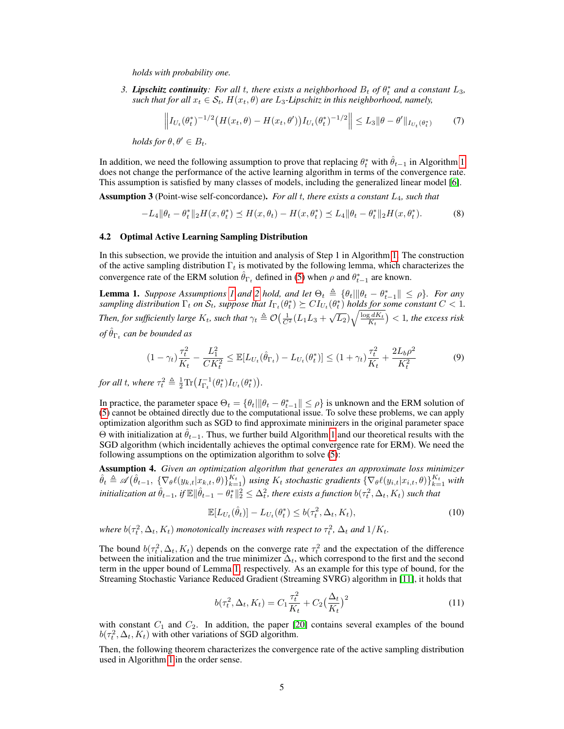*holds with probability one.*

3. ***Lipschitz continuity**: For all $t$, there exists a neighborhood $B_t$ of $\theta_t^*$ and a constant $L_3$, such that for all $x_t \in \mathcal{S}_t$, $H(x_t, \theta)$ are $L_3$-Lipschitz in this neighborhood, namely,*

$$\left\| I_{U_t}(\theta_t^*)^{-1/2}\big(H(x_t,\theta) - H(x_t,\theta')\big) I_{U_t}(\theta_t^*)^{-1/2} \right\| \leq L_3 \|\theta - \theta'\|_{I_{U_t}(\theta_t^*)} \tag{7}$$

*holds for $\theta, \theta' \in B_t$.*

In addition, we need the following assumption to prove that replacing $\theta_t^*$ with $\hat{\theta}_{t-1}$ in Algorithm 1 does not change the performance of the active learning algorithm in terms of the convergence rate. This assumption is satisfied by many classes of models, including the generalized linear model [6].

**Assumption 3** (Point-wise self-concordance)**.** *For all $t$, there exists a constant $L_4$, such that*

$$-L_4 \|\theta_t - \theta_t^*\|_2 H(x, \theta_t^*) \preceq H(x, \theta_t) - H(x, \theta_t^*) \preceq L_4 \|\theta_t - \theta_t^*\|_2 H(x, \theta_t^*). \tag{8}$$

### 4.2 Optimal Active Learning Sampling Distribution

In this subsection, we provide the intuition and analysis of Step 1 in Algorithm 1. The construction of the active sampling distribution $\Gamma_t$ is motivated by the following lemma, which characterizes the convergence rate of the ERM solution $\hat{\theta}_{\Gamma_t}$ defined in (5) when $\rho$ and $\theta_{t-1}^*$ are known.

**Lemma 1.** *Suppose Assumptions 1 and 2 hold, and let $\Theta_t \triangleq \{\theta_t | \|\theta_t - \theta_{t-1}^*\| \leq \rho\}$. For any sampling distribution $\Gamma_t$ on $\mathcal{S}_t$, suppose that $I_{\Gamma_t}(\theta_t^*) \succeq C I_{U_t}(\theta_t^*)$ holds for some constant $C < 1$. Then, for sufficiently large $K_t$, such that $\gamma_t \triangleq \mathcal{O}\big(\frac{1}{C^2}(L_1 L_3 + \sqrt{L_2})\sqrt{\frac{\log dK_t}{K_t}}\big) < 1$, the excess risk of $\hat{\theta}_{\Gamma_t}$ can be bounded as*

$$(1-\gamma_t)\frac{\tau_t^2}{K_t} - \frac{L_1^2}{CK_t^2} \leq \mathbb{E}[L_{U_t}(\hat{\theta}_{\Gamma_t}) - L_{U_t}(\theta_t^*)] \leq (1+\gamma_t)\frac{\tau_t^2}{K_t} + \frac{2L_b\rho^2}{K_t^2} \tag{9}$$

*for all $t$, where $\tau_t^2 \triangleq \frac{1}{2}\mathrm{Tr}\big(I_{\Gamma_t}^{-1}(\theta_t^*) I_{U_t}(\theta_t^*)\big)$.*

In practice, the parameter space $\Theta_t = \{\theta_t | \|\theta_t - \theta_{t-1}^*\| \leq \rho\}$ is unknown and the ERM solution of (5) cannot be obtained directly due to the computational issue. To solve these problems, we can apply optimization algorithm such as SGD to find approximate minimizers in the original parameter space $\Theta$ with initialization at $\hat{\theta}_{t-1}$. Thus, we further build Algorithm 1 and our theoretical results with the SGD algorithm (which incidentally achieves the optimal convergence rate for ERM). We need the following assumptions on the optimization algorithm to solve (5):

**Assumption 4.** *Given an optimization algorithm that generates an approximate loss minimizer $\hat{\theta}_t \triangleq \mathscr{A}\big(\hat{\theta}_{t-1}, \{\nabla_\theta \ell(y_{k,t}|x_{k,t},\theta)\}_{k=1}^{K_t}\big)$ using $K_t$ stochastic gradients $\{\nabla_\theta \ell(y_{i,t}|x_{i,t},\theta)\}_{k=1}^{K_t}$ with initialization at $\hat{\theta}_{t-1}$, if $\mathbb{E}\|\hat{\theta}_{t-1} - \theta_t^*\|_2^2 \leq \Delta_t^2$, there exists a function $b(\tau_t^2, \Delta_t, K_t)$ such that*

$$\mathbb{E}[L_{U_t}(\hat{\theta}_t)] - L_{U_t}(\theta_t^*) \leq b(\tau_t^2, \Delta_t, K_t), \tag{10}$$

*where $b(\tau_t^2, \Delta_t, K_t)$ monotonically increases with respect to $\tau_t^2$, $\Delta_t$ and $1/K_t$.*

The bound $b(\tau_t^2, \Delta_t, K_t)$ depends on the converge rate $\tau_t^2$ and the expectation of the difference between the initialization and the true minimizer $\Delta_t$, which correspond to the first and the second term in the upper bound of Lemma 1, respectively. As an example for this type of bound, for the Streaming Stochastic Variance Reduced Gradient (Streaming SVRG) algorithm in [11], it holds that

$$b(\tau_t^2, \Delta_t, K_t) = C_1 \frac{\tau_t^2}{K_t} + C_2\Big(\frac{\Delta_t}{K_t}\Big)^2 \tag{11}$$

with constant $C_1$ and $C_2$. In addition, the paper [20] contains several examples of the bound $b(\tau_t^2, \Delta_t, K_t)$ with other variations of SGD algorithm.

Then, the following theorem characterizes the convergence rate of the active sampling distribution used in Algorithm 1 in the order sense.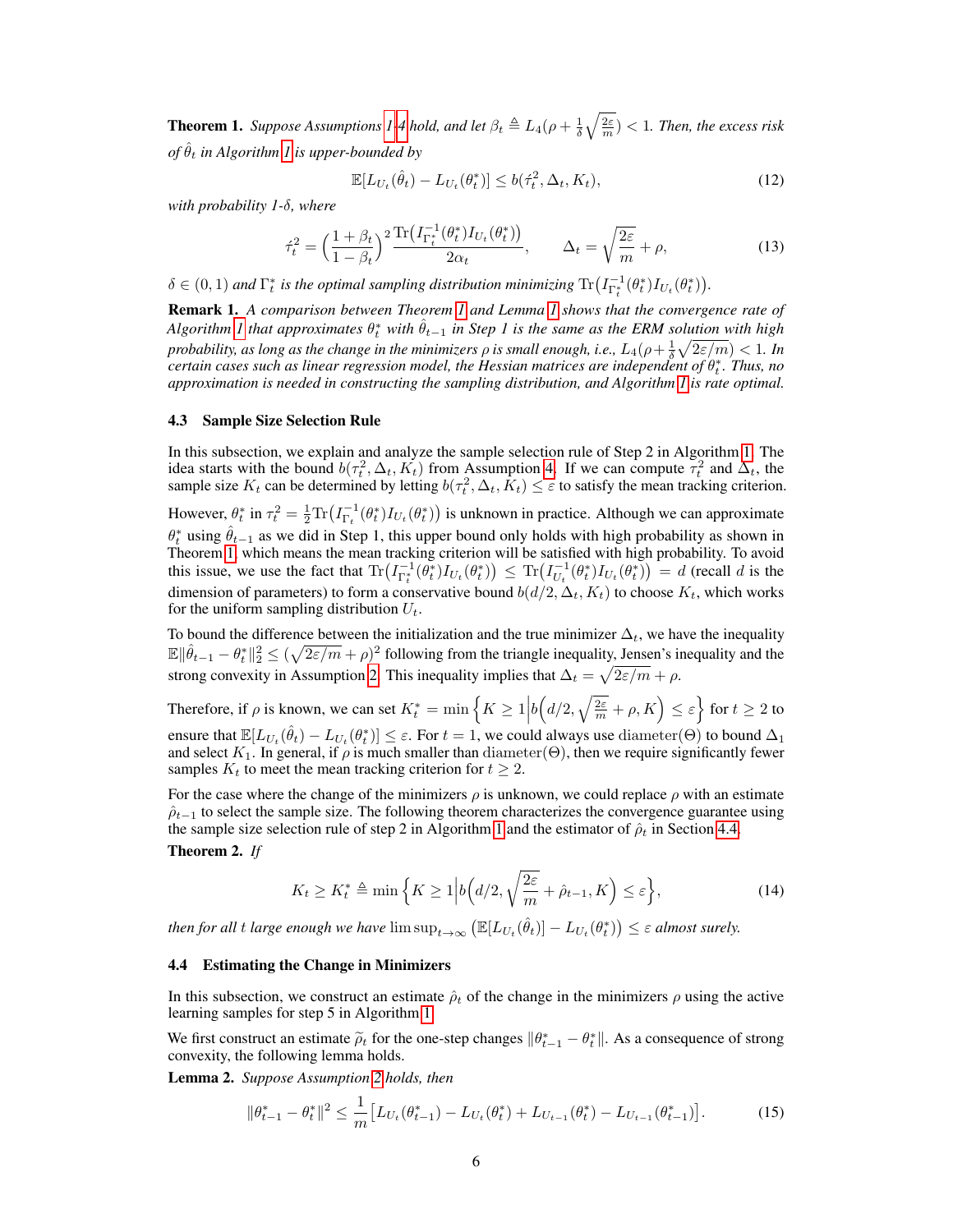**Theorem 1.** *Suppose Assumptions 1-4 hold, and let $\beta_t \triangleq L_4(\rho + \frac{1}{\delta}\sqrt{\frac{2\varepsilon}{m}}) < 1$. Then, the excess risk of $\hat{\theta}_t$ in Algorithm 1 is upper-bounded by*

$$\mathbb{E}[L_{U_t}(\hat{\theta}_t) - L_{U_t}(\theta_t^*)] \leq b(\hat{\tau}_t^2, \Delta_t, K_t), \tag{12}$$

*with probability 1-$\delta$, where*

$$\hat{\tau}_t^2 = \Big(\frac{1+\beta_t}{1-\beta_t}\Big)^2 \frac{\mathrm{Tr}\big(I_{\Gamma_t^*}^{-1}(\theta_t^*) I_{U_t}(\theta_t^*)\big)}{2\alpha_t}, \qquad \Delta_t = \sqrt{\frac{2\varepsilon}{m}} + \rho, \tag{13}$$

*$\delta \in (0,1)$ and $\Gamma_t^*$ is the optimal sampling distribution minimizing $\mathrm{Tr}\big(I_{\Gamma_t}^{-1}(\theta_t^*) I_{U_t}(\theta_t^*)\big)$.*

**Remark 1.** *A comparison between Theorem 1 and Lemma 1 shows that the convergence rate of Algorithm 1 that approximates $\theta_t^*$ with $\hat{\theta}_{t-1}$ in Step 1 is the same as the ERM solution with high probability, as long as the change in the minimizers $\rho$ is small enough, i.e., $L_4(\rho + \frac{1}{\delta}\sqrt{2\varepsilon/m}) < 1$. In certain cases such as linear regression model, the Hessian matrices are independent of $\theta_t^*$. Thus, no approximation is needed in constructing the sampling distribution, and Algorithm 1 is rate optimal.*

### 4.3 Sample Size Selection Rule

In this subsection, we explain and analyze the sample selection rule of Step 2 in Algorithm 1. The idea starts with the bound $b(\tau_t^2, \Delta_t, K_t)$ from Assumption 4. If we can compute $\tau_t^2$ and $\Delta_t$, the sample size $K_t$ can be determined by letting $b(\tau_t^2, \Delta_t, K_t) \leq \varepsilon$ to satisfy the mean tracking criterion.

However, $\theta_t^*$ in $\tau_t^2 = \frac{1}{2}\mathrm{Tr}\big(I_{\Gamma_t}^{-1}(\theta_t^*) I_{U_t}(\theta_t^*)\big)$ is unknown in practice. Although we can approximate $\theta_t^*$ using $\hat{\theta}_{t-1}$ as we did in Step 1, this upper bound only holds with high probability as shown in Theorem 1, which means the mean tracking criterion will be satisfied with high probability. To avoid this issue, we use the fact that $\mathrm{Tr}\big(I_{\Gamma_t^*}^{-1}(\theta_t^*) I_{U_t}(\theta_t^*)\big) \leq \mathrm{Tr}\big(I_{U_t}^{-1}(\theta_t^*) I_{U_t}(\theta_t^*)\big) = d$ (recall $d$ is the dimension of parameters) to form a conservative bound $b(d/2, \Delta_t, K_t)$ to choose $K_t$, which works for the uniform sampling distribution $U_t$.

To bound the difference between the initialization and the true minimizer $\Delta_t$, we have the inequality $\mathbb{E}\|\hat{\theta}_{t-1} - \theta_t^*\|_2^2 \leq (\sqrt{2\varepsilon/m} + \rho)^2$ following from the triangle inequality, Jensen's inequality and the strong convexity in Assumption 2. This inequality implies that $\Delta_t = \sqrt{2\varepsilon/m} + \rho$.

Therefore, if $\rho$ is known, we can set $K_t^* = \min\Big\{K \geq 1 \Big| b\Big(d/2, \sqrt{\frac{2\varepsilon}{m}} + \rho, K\Big) \leq \varepsilon\Big\}$ for $t \geq 2$ to ensure that $\mathbb{E}[L_{U_t}(\hat{\theta}_t) - L_{U_t}(\theta_t^*)] \leq \varepsilon$. For $t = 1$, we could always use $\mathrm{diameter}(\Theta)$ to bound $\Delta_1$ and select $K_1$. In general, if $\rho$ is much smaller than $\mathrm{diameter}(\Theta)$, then we require significantly fewer samples $K_t$ to meet the mean tracking criterion for $t \geq 2$.

For the case where the change of the minimizers $\rho$ is unknown, we could replace $\rho$ with an estimate $\hat{\rho}_{t-1}$ to select the sample size. The following theorem characterizes the convergence guarantee using the sample size selection rule of step 2 in Algorithm 1 and the estimator of $\hat{\rho}_t$ in Section 4.4.

**Theorem 2.** *If*

$$K_t \geq K_t^* \triangleq \min\Big\{K \geq 1 \Big| b\Big(d/2, \sqrt{\frac{2\varepsilon}{m}} + \hat{\rho}_{t-1}, K\Big) \leq \varepsilon\Big\}, \tag{14}$$

*then for all t large enough we have $\limsup_{t\to\infty}\big(\mathbb{E}[L_{U_t}(\hat{\theta}_t)] - L_{U_t}(\theta_t^*)\big) \leq \varepsilon$ almost surely.*

### 4.4 Estimating the Change in Minimizers

In this subsection, we construct an estimate $\hat{\rho}_t$ of the change in the minimizers $\rho$ using the active learning samples for step 5 in Algorithm 1.

We first construct an estimate $\widetilde{\rho}_t$ for the one-step changes $\|\theta_{t-1}^* - \theta_t^*\|$. As a consequence of strong convexity, the following lemma holds.

**Lemma 2.** *Suppose Assumption 2 holds, then*

$$\|\theta_{t-1}^* - \theta_t^*\|^2 \leq \frac{1}{m}\big[L_{U_t}(\theta_{t-1}^*) - L_{U_t}(\theta_t^*) + L_{U_{t-1}}(\theta_t^*) - L_{U_{t-1}}(\theta_{t-1}^*)\big]. \tag{15}$$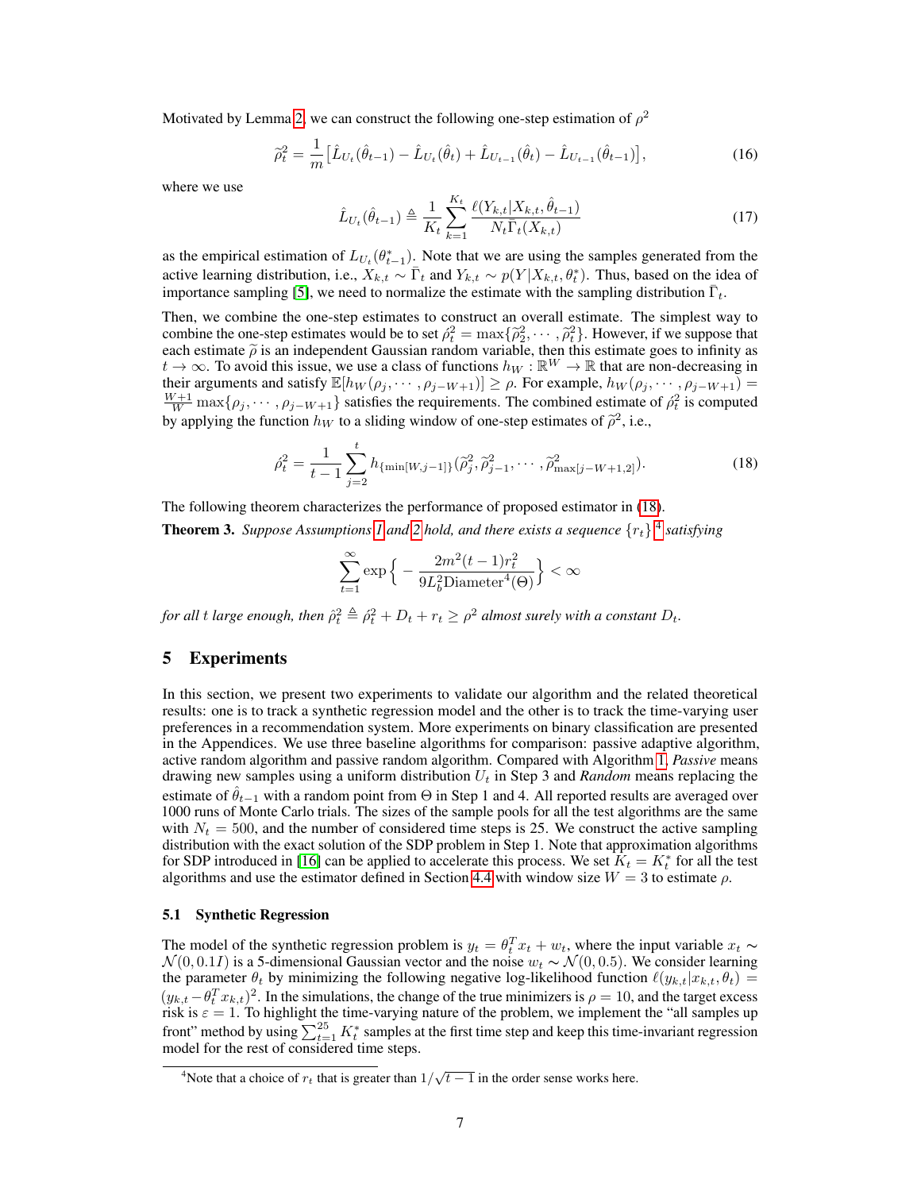Motivated by Lemma 2, we can construct the following one-step estimation of $\rho^2$

$$\widetilde{\rho}_t^2 = \frac{1}{m}\left[\hat{L}_{U_t}(\hat{\theta}_{t-1}) - \hat{L}_{U_t}(\hat{\theta}_t) + \hat{L}_{U_{t-1}}(\hat{\theta}_t) - \hat{L}_{U_{t-1}}(\hat{\theta}_{t-1})\right], \tag{16}$$

where we use

$$\hat{L}_{U_t}(\hat{\theta}_{t-1}) \triangleq \frac{1}{K_t}\sum_{k=1}^{K_t} \frac{\ell(Y_{k,t}|X_{k,t}, \hat{\theta}_{t-1})}{N_t \bar{\Gamma}_t(X_{k,t})} \tag{17}$$

as the empirical estimation of $L_{U_t}(\theta^*_{t-1})$. Note that we are using the samples generated from the active learning distribution, i.e., $X_{k,t} \sim \bar{\Gamma}_t$ and $Y_{k,t} \sim p(Y|X_{k,t}, \theta^*_t)$. Thus, based on the idea of importance sampling [5], we need to normalize the estimate with the sampling distribution $\bar{\Gamma}_t$.

Then, we combine the one-step estimates to construct an overall estimate. The simplest way to combine the one-step estimates would be to set $\acute{\rho}_t^2 = \max\{\widetilde{\rho}_2^2, \cdots, \widetilde{\rho}_t^2\}$. However, if we suppose that each estimate $\widetilde{\rho}$ is an independent Gaussian random variable, then this estimate goes to infinity as $t \to \infty$. To avoid this issue, we use a class of functions $h_W : \mathbb{R}^W \to \mathbb{R}$ that are non-decreasing in their arguments and satisfy $\mathbb{E}[h_W(\rho_j, \cdots, \rho_{j-W+1})] \geq \rho$. For example, $h_W(\rho_j, \cdots, \rho_{j-W+1}) = \frac{W+1}{W}\max\{\rho_j, \cdots, \rho_{j-W+1}\}$ satisfies the requirements. The combined estimate of $\acute{\rho}_t^2$ is computed by applying the function $h_W$ to a sliding window of one-step estimates of $\widetilde{\rho}^2$, i.e.,

$$\acute{\rho}_t^2 = \frac{1}{t-1}\sum_{j=2}^{t} h_{\{\min[W, j-1]\}}(\widetilde{\rho}_j^2, \widetilde{\rho}_{j-1}^2, \cdots, \widetilde{\rho}^2_{\max[j-W+1,2]}). \tag{18}$$

The following theorem characterizes the performance of proposed estimator in (18).

**Theorem 3.** *Suppose Assumptions 1 and 2 hold, and there exists a sequence $\{r_t\}$ [4] satisfying*

$$\sum_{t=1}^{\infty} \exp\left\{-\frac{2m^2(t-1)r_t^2}{9L_b^2 \text{Diameter}^4(\Theta)}\right\} < \infty$$

*for all $t$ large enough, then $\hat{\rho}_t^2 \triangleq \acute{\rho}_t^2 + D_t + r_t \geq \rho^2$ almost surely with a constant $D_t$.*

## 5 Experiments

In this section, we present two experiments to validate our algorithm and the related theoretical results: one is to track a synthetic regression model and the other is to track the time-varying user preferences in a recommendation system. More experiments on binary classification are presented in the Appendices. We use three baseline algorithms for comparison: passive adaptive algorithm, active random algorithm and passive random algorithm. Compared with Algorithm 1, *Passive* means drawing new samples using a uniform distribution $U_t$ in Step 3 and *Random* means replacing the estimate of $\hat{\theta}_{t-1}$ with a random point from $\Theta$ in Step 1 and 4. All reported results are averaged over 1000 runs of Monte Carlo trials. The sizes of the sample pools for all the test algorithms are the same with $N_t = 500$, and the number of considered time steps is 25. We construct the active sampling distribution with the exact solution of the SDP problem in Step 1. Note that approximation algorithms for SDP introduced in [16] can be applied to accelerate this process. We set $K_t = K_t^*$ for all the test algorithms and use the estimator defined in Section 4.4 with window size $W = 3$ to estimate $\rho$.

### 5.1 Synthetic Regression

The model of the synthetic regression problem is $y_t = \theta_t^T x_t + w_t$, where the input variable $x_t \sim \mathcal{N}(0, 0.1I)$ is a 5-dimensional Gaussian vector and the noise $w_t \sim \mathcal{N}(0, 0.5)$. We consider learning the parameter $\theta_t$ by minimizing the following negative log-likelihood function $\ell(y_{k,t}|x_{k,t}, \theta_t) = (y_{k,t} - \theta_t^T x_{k,t})^2$. In the simulations, the change of the true minimizers is $\rho = 10$, and the target excess risk is $\varepsilon = 1$. To highlight the time-varying nature of the problem, we implement the "all samples up front" method by using $\sum_{t=1}^{25} K_t^*$ samples at the first time step and keep this time-invariant regression model for the rest of considered time steps.

[4] Note that a choice of $r_t$ that is greater than $1/\sqrt{t-1}$ in the order sense works here.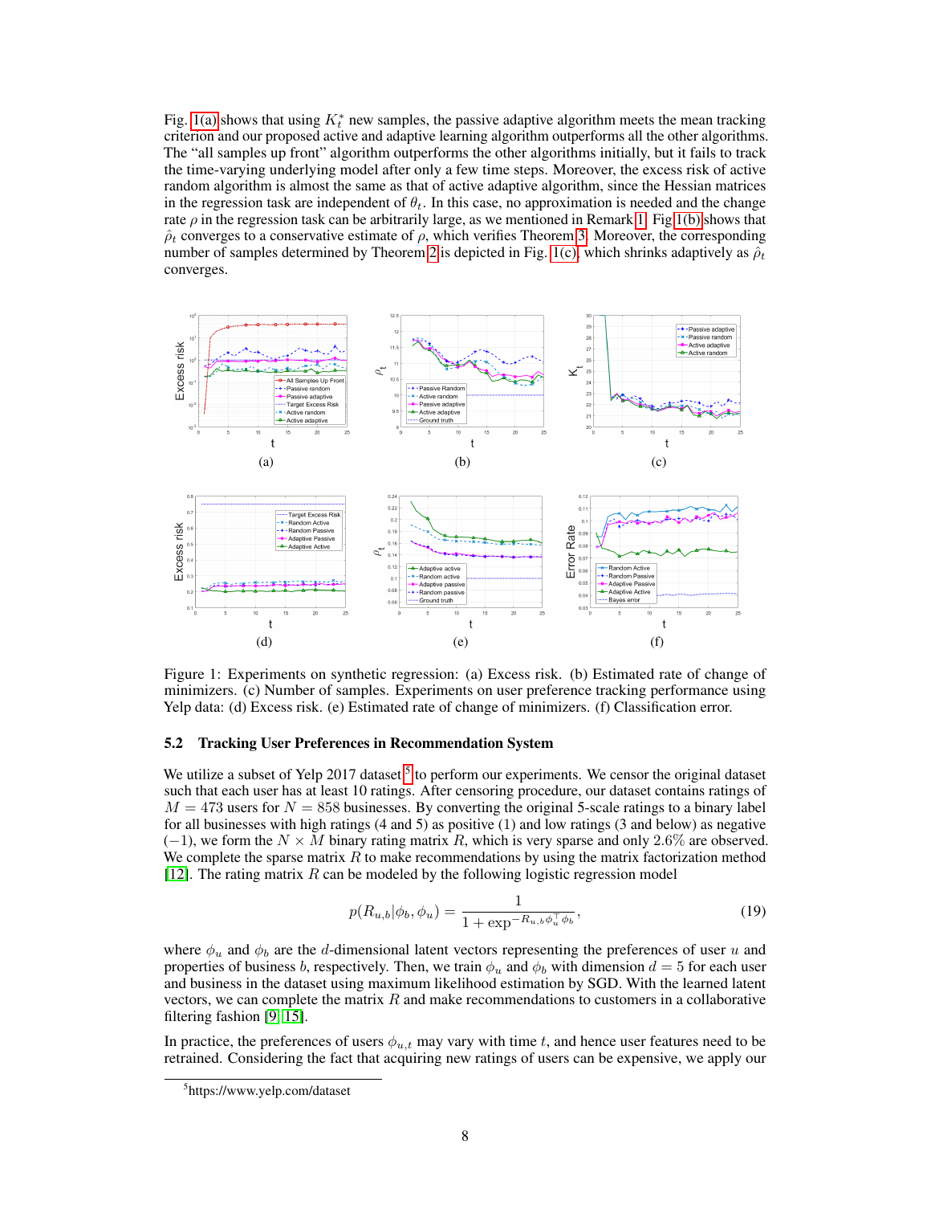Fig. 1(a) shows that using $K_t^*$ new samples, the passive adaptive algorithm meets the mean tracking criterion and our proposed active and adaptive learning algorithm outperforms all the other algorithms. The "all samples up front" algorithm outperforms the other algorithms initially, but it fails to track the time-varying underlying model after only a few time steps. Moreover, the excess risk of active random algorithm is almost the same as that of active adaptive algorithm, since the Hessian matrices in the regression task are independent of $\theta_t$. In this case, no approximation is needed and the change rate $\rho$ in the regression task can be arbitrarily large, as we mentioned in Remark 1. Fig 1(b) shows that $\hat{\rho}_t$ converges to a conservative estimate of $\rho$, which verifies Theorem 3. Moreover, the corresponding number of samples determined by Theorem 2 is depicted in Fig. 1(c), which shrinks adaptively as $\hat{\rho}_t$ converges.

(a)

Excess risk
t
All Samples Up Front
Passive random
Passive adaptive
Target Excess Risk
Active random
Active adaptive

(b)

$\rho_t$
t
Passive Random
Active random
Passive adaptive
Active adaptive
Ground truth

(c)

$K_t$
t
Passive adaptive
Passive random
Active adaptive
Active random

(d)

Excess risk
t
Target Excess Risk
Random Active
Random Passive
Adaptive Passive
Adaptive Active

(e)

$\rho_t$
t
Adaptive active
Random active
Adaptive passive
Random passive
Ground truth

(f)

Error Rate
t
Random Active
Random Passive
Adaptive Passive
Adaptive Active
Bayes error

Figure 1: Experiments on synthetic regression: (a) Excess risk. (b) Estimated rate of change of minimizers. (c) Number of samples. Experiments on user preference tracking performance using Yelp data: (d) Excess risk. (e) Estimated rate of change of minimizers. (f) Classification error.

### 5.2 Tracking User Preferences in Recommendation System

We utilize a subset of Yelp 2017 dataset[5] to perform our experiments. We censor the original dataset such that each user has at least 10 ratings. After censoring procedure, our dataset contains ratings of $M = 473$ users for $N = 858$ businesses. By converting the original 5-scale ratings to a binary label for all businesses with high ratings (4 and 5) as positive (1) and low ratings (3 and below) as negative ($-1$), we form the $N \times M$ binary rating matrix $R$, which is very sparse and only 2.6% are observed. We complete the sparse matrix $R$ to make recommendations by using the matrix factorization method [12]. The rating matrix $R$ can be modeled by the following logistic regression model

$$p(R_{u,b}|\phi_b, \phi_u) = \frac{1}{1 + \exp^{-R_{u,b}\phi_u^\top \phi_b}}, \tag{19}$$

where $\phi_u$ and $\phi_b$ are the $d$-dimensional latent vectors representing the preferences of user $u$ and properties of business $b$, respectively. Then, we train $\phi_u$ and $\phi_b$ with dimension $d = 5$ for each user and business in the dataset using maximum likelihood estimation by SGD. With the learned latent vectors, we can complete the matrix $R$ and make recommendations to customers in a collaborative filtering fashion [9, 15].

In practice, the preferences of users $\phi_{u,t}$ may vary with time $t$, and hence user features need to be retrained. Considering the fact that acquiring new ratings of users can be expensive, we apply our

[5] https://www.yelp.com/dataset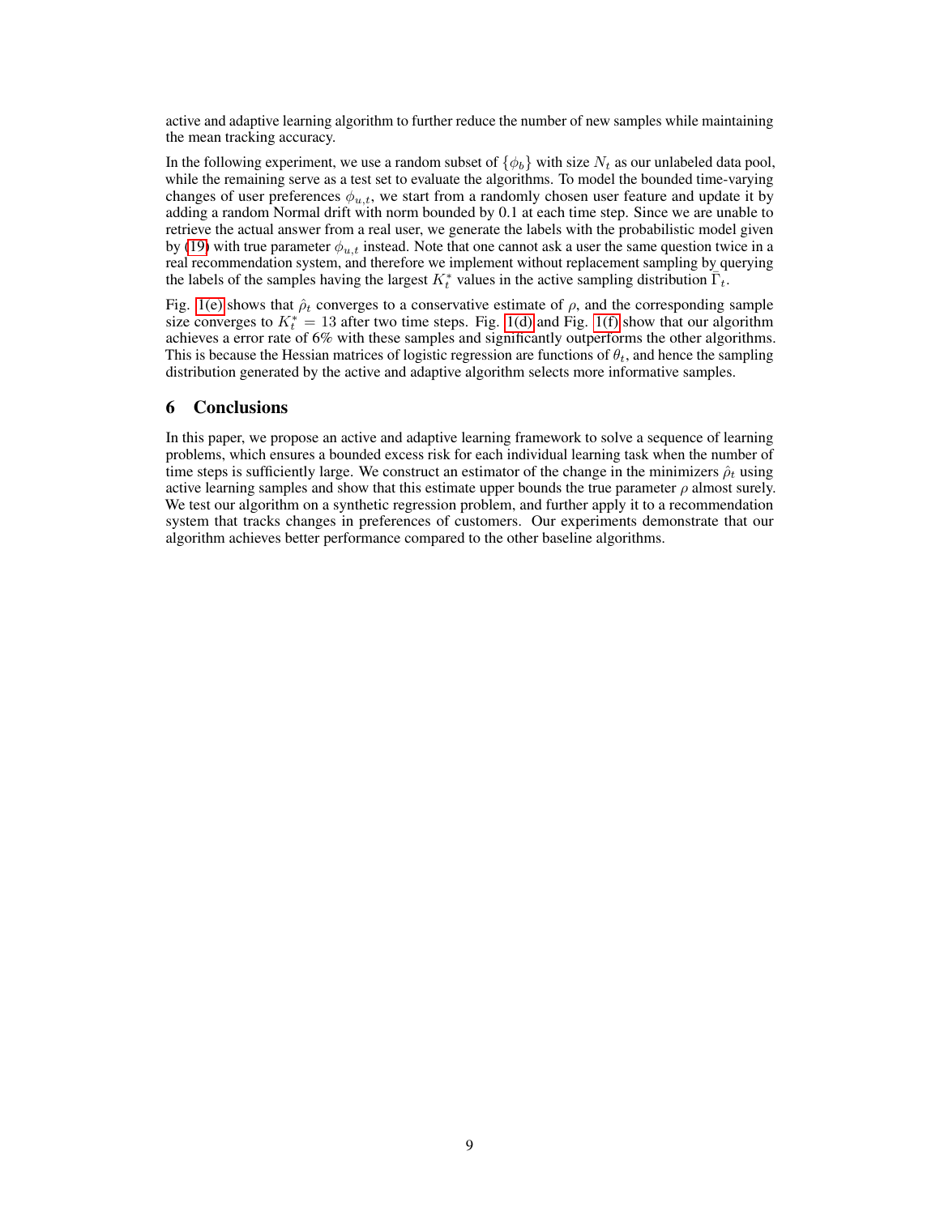active and adaptive learning algorithm to further reduce the number of new samples while maintaining the mean tracking accuracy.

In the following experiment, we use a random subset of $\{\phi_b\}$ with size $N_t$ as our unlabeled data pool, while the remaining serve as a test set to evaluate the algorithms. To model the bounded time-varying changes of user preferences $\phi_{u,t}$, we start from a randomly chosen user feature and update it by adding a random Normal drift with norm bounded by 0.1 at each time step. Since we are unable to retrieve the actual answer from a real user, we generate the labels with the probabilistic model given by (19) with true parameter $\phi_{u,t}$ instead. Note that one cannot ask a user the same question twice in a real recommendation system, and therefore we implement without replacement sampling by querying the labels of the samples having the largest $K_t^*$ values in the active sampling distribution $\Gamma_t$.

Fig. 1(e) shows that $\hat{\rho}_t$ converges to a conservative estimate of $\rho$, and the corresponding sample size converges to $K_t^* = 13$ after two time steps. Fig. 1(d) and Fig. 1(f) show that our algorithm achieves a error rate of 6% with these samples and significantly outperforms the other algorithms. This is because the Hessian matrices of logistic regression are functions of $\theta_t$, and hence the sampling distribution generated by the active and adaptive algorithm selects more informative samples.

## 6 Conclusions

In this paper, we propose an active and adaptive learning framework to solve a sequence of learning problems, which ensures a bounded excess risk for each individual learning task when the number of time steps is sufficiently large. We construct an estimator of the change in the minimizers $\hat{\rho}_t$ using active learning samples and show that this estimate upper bounds the true parameter $\rho$ almost surely. We test our algorithm on a synthetic regression problem, and further apply it to a recommendation system that tracks changes in preferences of customers. Our experiments demonstrate that our algorithm achieves better performance compared to the other baseline algorithms.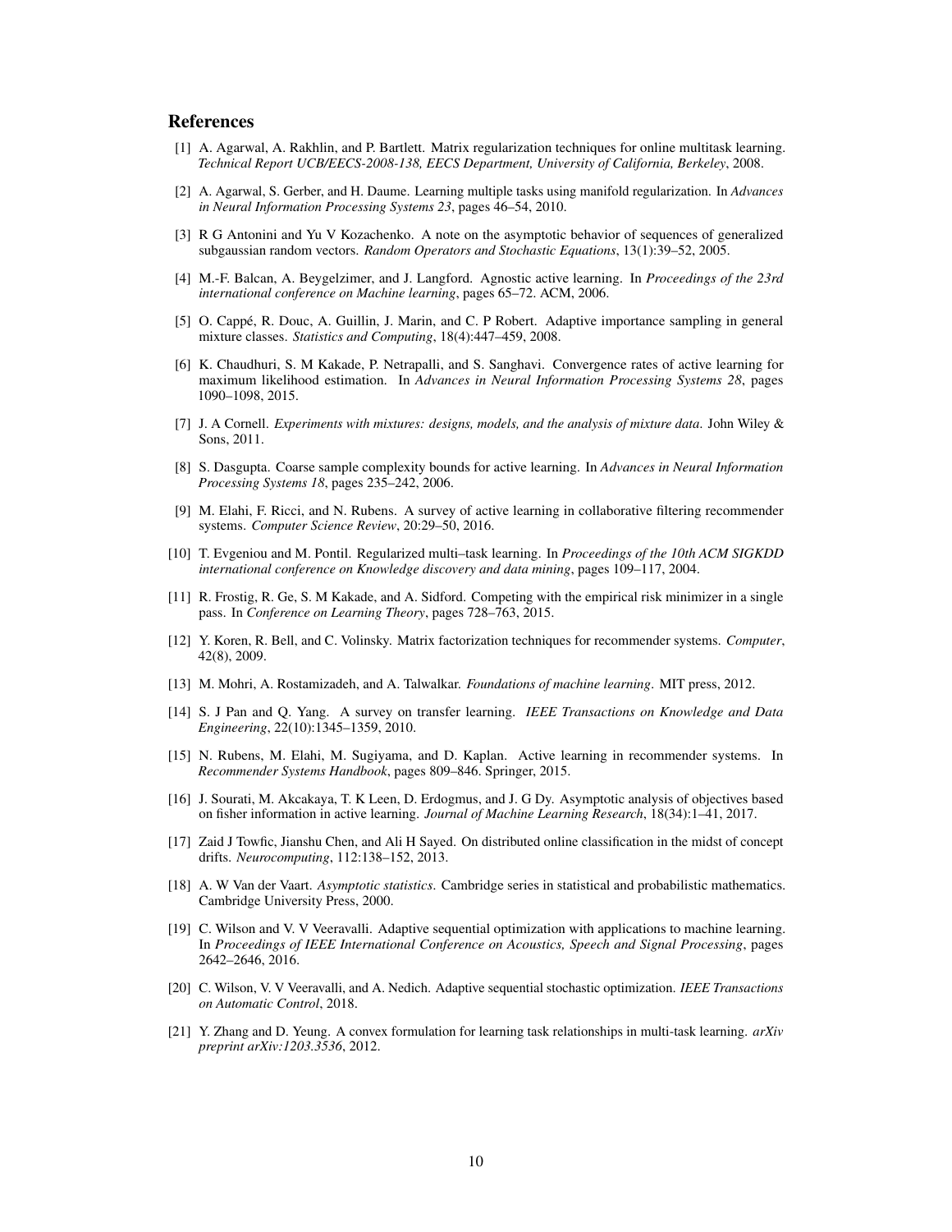## References

[1] A. Agarwal, A. Rakhlin, and P. Bartlett. Matrix regularization techniques for online multitask learning. *Technical Report UCB/EECS-2008-138, EECS Department, University of California, Berkeley*, 2008.

[2] A. Agarwal, S. Gerber, and H. Daume. Learning multiple tasks using manifold regularization. In *Advances in Neural Information Processing Systems 23*, pages 46–54, 2010.

[3] R G Antonini and Yu V Kozachenko. A note on the asymptotic behavior of sequences of generalized subgaussian random vectors. *Random Operators and Stochastic Equations*, 13(1):39–52, 2005.

[4] M.-F. Balcan, A. Beygelzimer, and J. Langford. Agnostic active learning. In *Proceedings of the 23rd international conference on Machine learning*, pages 65–72. ACM, 2006.

[5] O. Cappé, R. Douc, A. Guillin, J. Marin, and C. P Robert. Adaptive importance sampling in general mixture classes. *Statistics and Computing*, 18(4):447–459, 2008.

[6] K. Chaudhuri, S. M Kakade, P. Netrapalli, and S. Sanghavi. Convergence rates of active learning for maximum likelihood estimation. In *Advances in Neural Information Processing Systems 28*, pages 1090–1098, 2015.

[7] J. A Cornell. *Experiments with mixtures: designs, models, and the analysis of mixture data*. John Wiley & Sons, 2011.

[8] S. Dasgupta. Coarse sample complexity bounds for active learning. In *Advances in Neural Information Processing Systems 18*, pages 235–242, 2006.

[9] M. Elahi, F. Ricci, and N. Rubens. A survey of active learning in collaborative filtering recommender systems. *Computer Science Review*, 20:29–50, 2016.

[10] T. Evgeniou and M. Pontil. Regularized multi–task learning. In *Proceedings of the 10th ACM SIGKDD international conference on Knowledge discovery and data mining*, pages 109–117, 2004.

[11] R. Frostig, R. Ge, S. M Kakade, and A. Sidford. Competing with the empirical risk minimizer in a single pass. In *Conference on Learning Theory*, pages 728–763, 2015.

[12] Y. Koren, R. Bell, and C. Volinsky. Matrix factorization techniques for recommender systems. *Computer*, 42(8), 2009.

[13] M. Mohri, A. Rostamizadeh, and A. Talwalkar. *Foundations of machine learning*. MIT press, 2012.

[14] S. J Pan and Q. Yang. A survey on transfer learning. *IEEE Transactions on Knowledge and Data Engineering*, 22(10):1345–1359, 2010.

[15] N. Rubens, M. Elahi, M. Sugiyama, and D. Kaplan. Active learning in recommender systems. In *Recommender Systems Handbook*, pages 809–846. Springer, 2015.

[16] J. Sourati, M. Akcakaya, T. K Leen, D. Erdogmus, and J. G Dy. Asymptotic analysis of objectives based on fisher information in active learning. *Journal of Machine Learning Research*, 18(34):1–41, 2017.

[17] Zaid J Towfic, Jianshu Chen, and Ali H Sayed. On distributed online classification in the midst of concept drifts. *Neurocomputing*, 112:138–152, 2013.

[18] A. W Van der Vaart. *Asymptotic statistics*. Cambridge series in statistical and probabilistic mathematics. Cambridge University Press, 2000.

[19] C. Wilson and V. V Veeravalli. Adaptive sequential optimization with applications to machine learning. In *Proceedings of IEEE International Conference on Acoustics, Speech and Signal Processing*, pages 2642–2646, 2016.

[20] C. Wilson, V. V Veeravalli, and A. Nedich. Adaptive sequential stochastic optimization. *IEEE Transactions on Automatic Control*, 2018.

[21] Y. Zhang and D. Yeung. A convex formulation for learning task relationships in multi-task learning. *arXiv preprint arXiv:1203.3536*, 2012.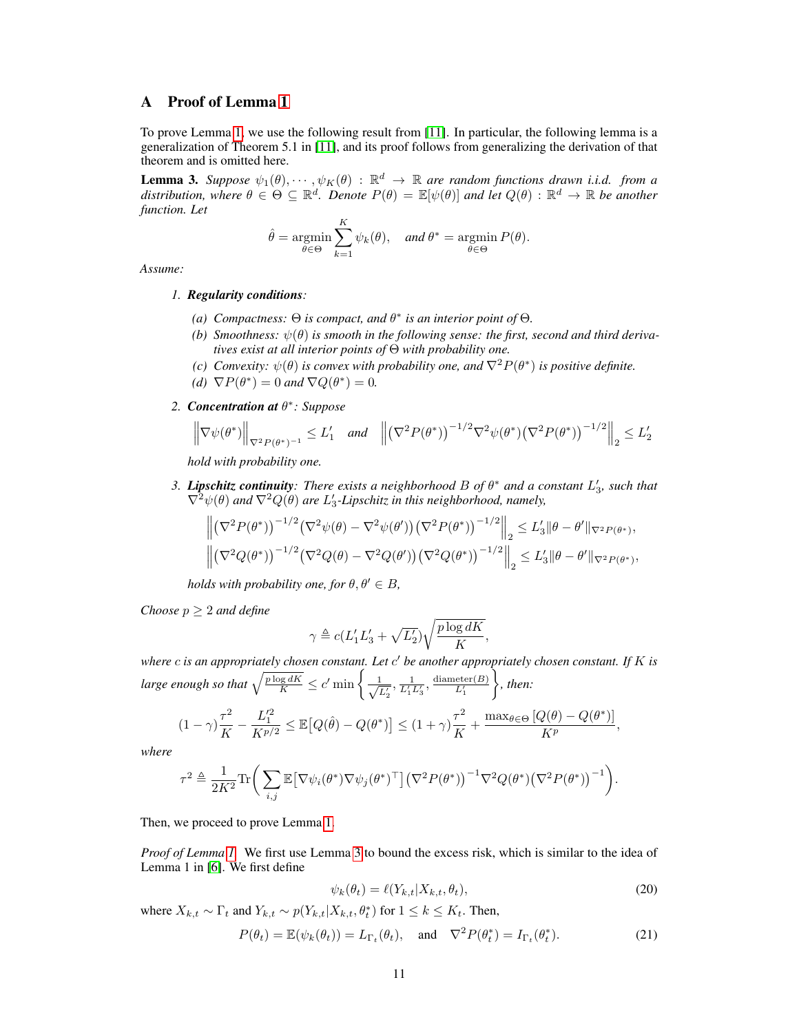# A Proof of Lemma 1

To prove Lemma 1, we use the following result from [11]. In particular, the following lemma is a generalization of Theorem 5.1 in [11], and its proof follows from generalizing the derivation of that theorem and is omitted here.

**Lemma 3.** *Suppose $\psi_1(\theta), \cdots, \psi_K(\theta) : \mathbb{R}^d \to \mathbb{R}$ are random functions drawn i.i.d. from a distribution, where $\theta \in \Theta \subseteq \mathbb{R}^d$. Denote $P(\theta) = \mathbb{E}[\psi(\theta)]$ and let $Q(\theta) : \mathbb{R}^d \to \mathbb{R}$ be another function. Let*

$$\hat{\theta} = \operatorname*{argmin}_{\theta \in \Theta} \sum_{k=1}^{K} \psi_k(\theta), \quad \text{and } \theta^* = \operatorname*{argmin}_{\theta \in \Theta} P(\theta).$$

*Assume:*

1. ***Regularity conditions**:*
   - *(a) Compactness: $\Theta$ is compact, and $\theta^*$ is an interior point of $\Theta$.*
   - *(b) Smoothness: $\psi(\theta)$ is smooth in the following sense: the first, second and third derivatives exist at all interior points of $\Theta$ with probability one.*
   - *(c) Convexity: $\psi(\theta)$ is convex with probability one, and $\nabla^2 P(\theta^*)$ is positive definite.*
   - *(d) $\nabla P(\theta^*) = 0$ and $\nabla Q(\theta^*) = 0$.*
2. ***Concentration at $\theta^*$**: Suppose*
   $$\left\| \nabla \psi(\theta^*) \right\|_{\nabla^2 P(\theta^*)^{-1}} \le L_1' \quad \text{and} \quad \left\| \left(\nabla^2 P(\theta^*)\right)^{-1/2} \nabla^2 \psi(\theta^*) \left(\nabla^2 P(\theta^*)\right)^{-1/2} \right\|_2 \le L_2'$$
   *hold with probability one.*
3. ***Lipschitz continuity**: There exists a neighborhood $B$ of $\theta^*$ and a constant $L_3'$, such that $\nabla^2 \psi(\theta)$ and $\nabla^2 Q(\theta)$ are $L_3'$-Lipschitz in this neighborhood, namely,*
   $$\left\| \left(\nabla^2 P(\theta^*)\right)^{-1/2} \left(\nabla^2 \psi(\theta) - \nabla^2 \psi(\theta')\right) \left(\nabla^2 P(\theta^*)\right)^{-1/2} \right\|_2 \le L_3' \|\theta - \theta'\|_{\nabla^2 P(\theta^*)},$$
   $$\left\| \left(\nabla^2 Q(\theta^*)\right)^{-1/2} \left(\nabla^2 Q(\theta) - \nabla^2 Q(\theta')\right) \left(\nabla^2 Q(\theta^*)\right)^{-1/2} \right\|_2 \le L_3' \|\theta - \theta'\|_{\nabla^2 P(\theta^*)},$$
   *holds with probability one, for $\theta, \theta' \in B$,*

*Choose $p \ge 2$ and define*

$$\gamma \triangleq c(L_1' L_3' + \sqrt{L_2'}) \sqrt{\frac{p \log dK}{K}},$$

*where $c$ is an appropriately chosen constant. Let $c'$ be another appropriately chosen constant. If $K$ is large enough so that $\sqrt{\frac{p \log dK}{K}} \le c' \min\left\{ \frac{1}{\sqrt{L_2'}}, \frac{1}{L_1' L_3'}, \frac{\text{diameter}(B)}{L_1'} \right\}$, then:*

$$(1 - \gamma)\frac{\tau^2}{K} - \frac{L_1'^2}{K^{p/2}} \le \mathbb{E}\big[Q(\hat{\theta}) - Q(\theta^*)\big] \le (1 + \gamma)\frac{\tau^2}{K} + \frac{\max_{\theta \in \Theta}\left[Q(\theta) - Q(\theta^*)\right]}{K^p},$$

*where*

$$\tau^2 \triangleq \frac{1}{2K^2} \text{Tr}\Bigg( \sum_{i,j} \mathbb{E}\big[\nabla \psi_i(\theta^*) \nabla \psi_j(\theta^*)^\top\big] \left(\nabla^2 P(\theta^*)\right)^{-1} \nabla^2 Q(\theta^*) \left(\nabla^2 P(\theta^*)\right)^{-1} \Bigg).$$

Then, we proceed to prove Lemma 1.

*Proof of Lemma 1.* We first use Lemma 3 to bound the excess risk, which is similar to the idea of Lemma 1 in [6]. We first define

$$\psi_k(\theta_t) = \ell(Y_{k,t}|X_{k,t}, \theta_t), \tag{20}$$

where $X_{k,t} \sim \Gamma_t$ and $Y_{k,t} \sim p(Y_{k,t}|X_{k,t}, \theta_t^*)$ for $1 \le k \le K_t$. Then,

$$P(\theta_t) = \mathbb{E}(\psi_k(\theta_t)) = L_{\Gamma_t}(\theta_t), \quad \text{and} \quad \nabla^2 P(\theta_t^*) = I_{\Gamma_t}(\theta_t^*). \tag{21}$$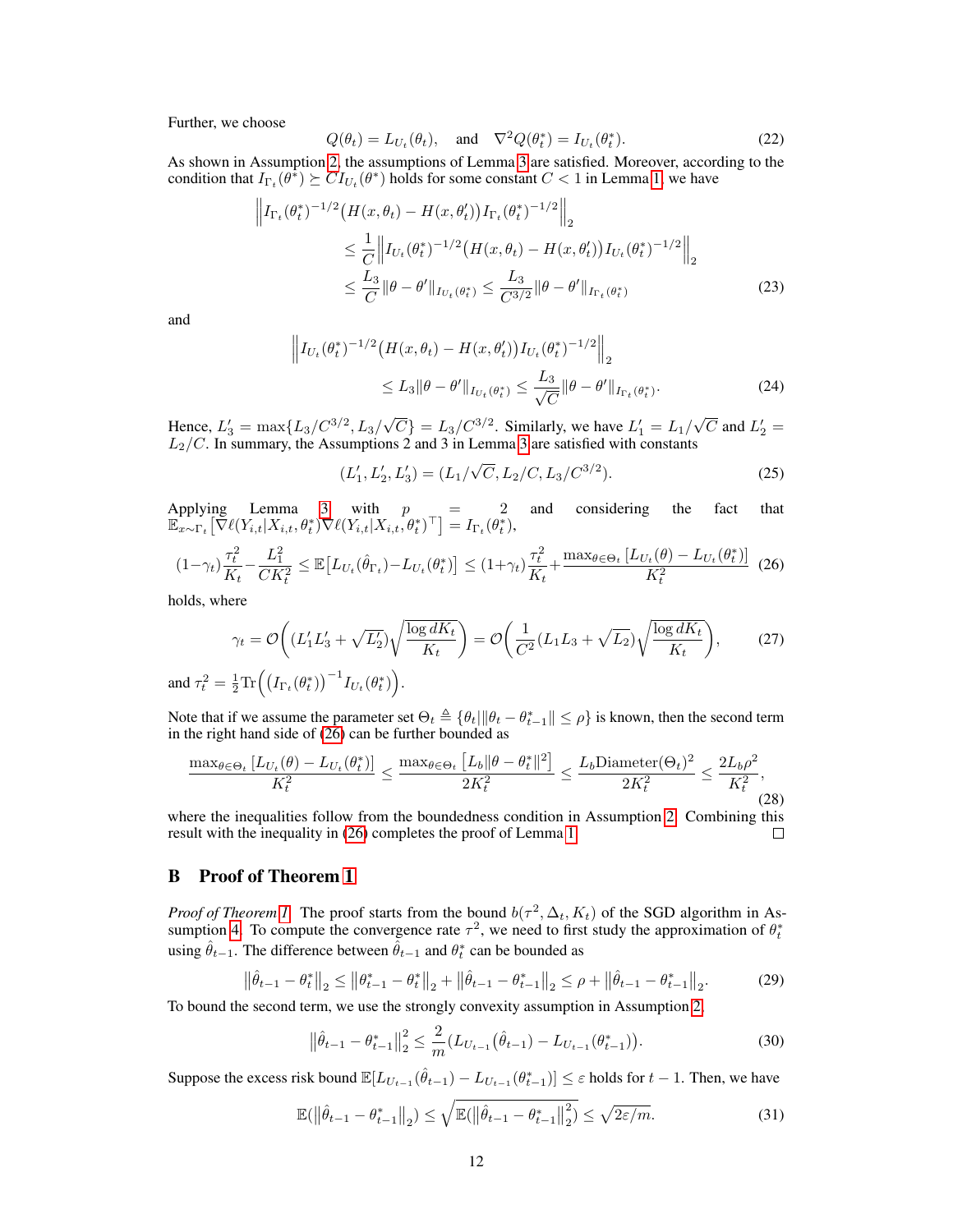Further, we choose

$$Q(\theta_t) = L_{U_t}(\theta_t), \quad \text{and} \quad \nabla^2 Q(\theta_t^*) = I_{U_t}(\theta_t^*). \tag{22}$$

As shown in Assumption 2, the assumptions of Lemma 3 are satisfied. Moreover, according to the condition that $I_{\Gamma_t}(\theta^*) \succeq C I_{U_t}(\theta^*)$ holds for some constant $C < 1$ in Lemma 1, we have

$$\begin{aligned}
&\left\| I_{\Gamma_t}(\theta_t^*)^{-1/2}\big(H(x,\theta_t) - H(x,\theta_t')\big) I_{\Gamma_t}(\theta_t^*)^{-1/2} \right\|_2 \\
&\quad \le \frac{1}{C}\left\| I_{U_t}(\theta_t^*)^{-1/2}\big(H(x,\theta_t) - H(x,\theta_t')\big) I_{U_t}(\theta_t^*)^{-1/2} \right\|_2 \\
&\quad \le \frac{L_3}{C}\|\theta - \theta'\|_{I_{U_t}(\theta_t^*)} \le \frac{L_3}{C^{3/2}}\|\theta - \theta'\|_{I_{\Gamma_t}(\theta_t^*)}
\end{aligned} \tag{23}$$

and

$$\begin{aligned}
&\left\| I_{U_t}(\theta_t^*)^{-1/2}\big(H(x,\theta_t) - H(x,\theta_t')\big) I_{U_t}(\theta_t^*)^{-1/2} \right\|_2 \\
&\quad \le L_3\|\theta - \theta'\|_{I_{U_t}(\theta_t^*)} \le \frac{L_3}{\sqrt{C}}\|\theta - \theta'\|_{I_{\Gamma_t}(\theta_t^*)}.
\end{aligned} \tag{24}$$

Hence, $L_3' = \max\{L_3/C^{3/2}, L_3/\sqrt{C}\} = L_3/C^{3/2}$. Similarly, we have $L_1' = L_1/\sqrt{C}$ and $L_2' = L_2/C$. In summary, the Assumptions 2 and 3 in Lemma 3 are satisfied with constants

$$(L_1', L_2', L_3') = (L_1/\sqrt{C}, L_2/C, L_3/C^{3/2}). \tag{25}$$

Applying Lemma 3 with $p = 2$ and considering the fact that $\mathbb{E}_{x\sim\Gamma_t}\big[\nabla\ell(Y_{i,t}|X_{i,t},\theta_t^*)\nabla\ell(Y_{i,t}|X_{i,t},\theta_t^*)^\top\big] = I_{\Gamma_t}(\theta_t^*)$,

$$(1-\gamma_t)\frac{\tau_t^2}{K_t} - \frac{L_1^2}{CK_t^2} \le \mathbb{E}\big[L_{U_t}(\hat{\theta}_{\Gamma_t}) - L_{U_t}(\theta_t^*)\big] \le (1+\gamma_t)\frac{\tau_t^2}{K_t} + \frac{\max_{\theta\in\Theta_t}\left[L_{U_t}(\theta) - L_{U_t}(\theta_t^*)\right]}{K_t^2} \tag{26}$$

holds, where

$$\gamma_t = \mathcal{O}\left((L_1'L_3' + \sqrt{L_2'})\sqrt{\frac{\log dK_t}{K_t}}\right) = \mathcal{O}\left(\frac{1}{C^2}(L_1L_3 + \sqrt{L_2})\sqrt{\frac{\log dK_t}{K_t}}\right), \tag{27}$$

and $\tau_t^2 = \frac{1}{2}\mathrm{Tr}\Big(\big(I_{\Gamma_t}(\theta_t^*)\big)^{-1} I_{U_t}(\theta_t^*)\Big)$.

Note that if we assume the parameter set $\Theta_t \triangleq \{\theta_t | \|\theta_t - \theta_{t-1}^*\| \le \rho\}$ is known, then the second term in the right hand side of (26) can be further bounded as

$$\frac{\max_{\theta\in\Theta_t}\left[L_{U_t}(\theta) - L_{U_t}(\theta_t^*)\right]}{K_t^2} \le \frac{\max_{\theta\in\Theta_t}\left[L_b\|\theta - \theta_t^*\|^2\right]}{2K_t^2} \le \frac{L_b \mathrm{Diameter}(\Theta_t)^2}{2K_t^2} \le \frac{2L_b\rho^2}{K_t^2}, \tag{28}$$

where the inequalities follow from the boundedness condition in Assumption 2. Combining this result with the inequality in (26) completes the proof of Lemma 1. □

## B Proof of Theorem 1

*Proof of Theorem 1.* The proof starts from the bound $b(\tau^2, \Delta_t, K_t)$ of the SGD algorithm in Assumption 4. To compute the convergence rate $\tau^2$, we need to first study the approximation of $\theta_t^*$ using $\hat{\theta}_{t-1}$. The difference between $\hat{\theta}_{t-1}$ and $\theta_t^*$ can be bounded as

$$\left\|\hat{\theta}_{t-1} - \theta_t^*\right\|_2 \le \left\|\theta_{t-1}^* - \theta_t^*\right\|_2 + \left\|\hat{\theta}_{t-1} - \theta_{t-1}^*\right\|_2 \le \rho + \left\|\hat{\theta}_{t-1} - \theta_{t-1}^*\right\|_2. \tag{29}$$

To bound the second term, we use the strongly convexity assumption in Assumption 2,

$$\left\|\hat{\theta}_{t-1} - \theta_{t-1}^*\right\|_2^2 \le \frac{2}{m}\big(L_{U_{t-1}}(\hat{\theta}_{t-1}) - L_{U_{t-1}}(\theta_{t-1}^*)\big). \tag{30}$$

Suppose the excess risk bound $\mathbb{E}[L_{U_{t-1}}(\hat{\theta}_{t-1}) - L_{U_{t-1}}(\theta_{t-1}^*)] \le \varepsilon$ holds for $t-1$. Then, we have

$$\mathbb{E}(\left\|\hat{\theta}_{t-1} - \theta_{t-1}^*\right\|_2) \le \sqrt{\mathbb{E}(\left\|\hat{\theta}_{t-1} - \theta_{t-1}^*\right\|_2^2)} \le \sqrt{2\varepsilon/m}. \tag{31}$$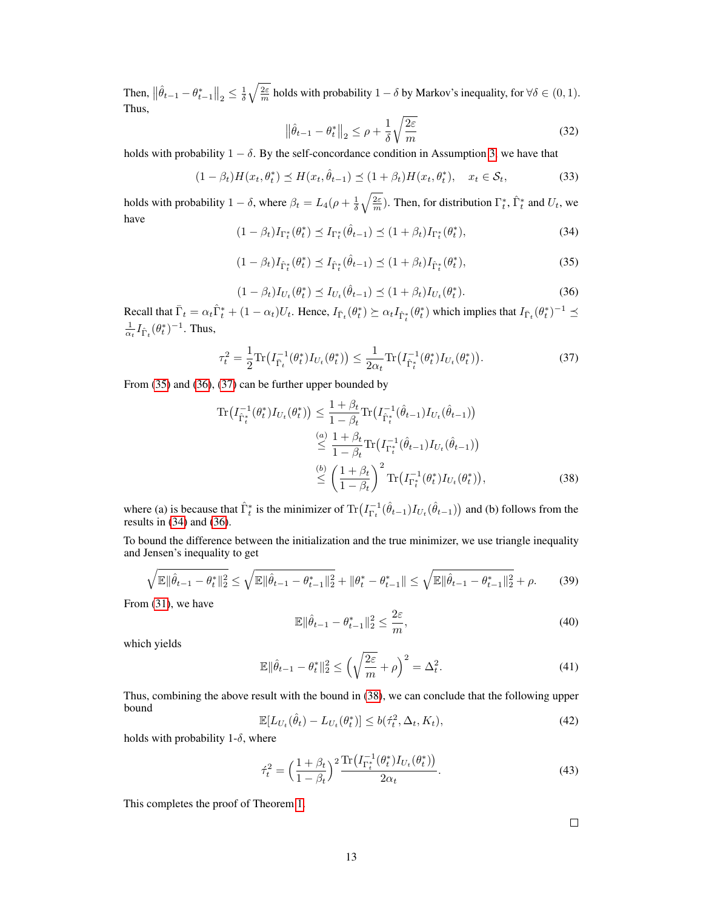Then, $\left\|\hat{\theta}_{t-1} - \theta^*_{t-1}\right\|_2 \leq \frac{1}{\delta}\sqrt{\frac{2\varepsilon}{m}}$ holds with probability $1-\delta$ by Markov's inequality, for $\forall \delta \in (0,1)$. Thus,

$$\left\|\hat{\theta}_{t-1} - \theta^*_t\right\|_2 \leq \rho + \frac{1}{\delta}\sqrt{\frac{2\varepsilon}{m}} \tag{32}$$

holds with probability $1-\delta$. By the self-concordance condition in Assumption 3, we have that

$$(1-\beta_t)H(x_t, \theta^*_t) \preceq H(x_t, \hat{\theta}_{t-1}) \preceq (1+\beta_t)H(x_t, \theta^*_t), \quad x_t \in \mathcal{S}_t, \tag{33}$$

holds with probability $1-\delta$, where $\beta_t = L_4(\rho + \frac{1}{\delta}\sqrt{\frac{2\varepsilon}{m}})$. Then, for distribution $\Gamma^*_t$, $\hat{\Gamma}^*_t$ and $U_t$, we have

$$(1-\beta_t)I_{\Gamma^*_t}(\theta^*_t) \preceq I_{\Gamma^*_t}(\hat{\theta}_{t-1}) \preceq (1+\beta_t)I_{\Gamma^*_t}(\theta^*_t), \tag{34}$$

$$(1-\beta_t)I_{\hat{\Gamma}^*_t}(\theta^*_t) \preceq I_{\hat{\Gamma}^*_t}(\hat{\theta}_{t-1}) \preceq (1+\beta_t)I_{\hat{\Gamma}^*_t}(\theta^*_t), \tag{35}$$

$$(1-\beta_t)I_{U_t}(\theta^*_t) \preceq I_{U_t}(\hat{\theta}_{t-1}) \preceq (1+\beta_t)I_{U_t}(\theta^*_t). \tag{36}$$

Recall that $\bar{\Gamma}_t = \alpha_t\hat{\Gamma}^*_t + (1-\alpha_t)U_t$. Hence, $I_{\bar{\Gamma}_t}(\theta^*_t) \succeq \alpha_t I_{\hat{\Gamma}^*_t}(\theta^*_t)$ which implies that $I_{\bar{\Gamma}_t}(\theta^*_t)^{-1} \preceq \frac{1}{\alpha_t} I_{\hat{\Gamma}_t}(\theta^*_t)^{-1}$. Thus,

$$\tau_t^2 = \frac{1}{2}\mathrm{Tr}\big(I^{-1}_{\bar{\Gamma}_t}(\theta^*_t) I_{U_t}(\theta^*_t)\big) \leq \frac{1}{2\alpha_t}\mathrm{Tr}\big(I^{-1}_{\hat{\Gamma}^*_t}(\theta^*_t) I_{U_t}(\theta^*_t)\big). \tag{37}$$

From (35) and (36), (37) can be further upper bounded by

$$\begin{aligned}
\mathrm{Tr}\big(I^{-1}_{\hat{\Gamma}^*_t}(\theta^*_t) I_{U_t}(\theta^*_t)\big) &\leq \frac{1+\beta_t}{1-\beta_t}\mathrm{Tr}\big(I^{-1}_{\hat{\Gamma}^*_t}(\hat{\theta}_{t-1}) I_{U_t}(\hat{\theta}_{t-1})\big) \\
&\overset{(a)}{\leq} \frac{1+\beta_t}{1-\beta_t}\mathrm{Tr}\big(I^{-1}_{\Gamma^*_t}(\hat{\theta}_{t-1}) I_{U_t}(\hat{\theta}_{t-1})\big) \\
&\overset{(b)}{\leq} \left(\frac{1+\beta_t}{1-\beta_t}\right)^2 \mathrm{Tr}\big(I^{-1}_{\Gamma^*_t}(\theta^*_t) I_{U_t}(\theta^*_t)\big),
\end{aligned} \tag{38}$$

where (a) is because that $\hat{\Gamma}^*_t$ is the minimizer of $\mathrm{Tr}\big(I^{-1}_{\Gamma_t}(\hat{\theta}_{t-1}) I_{U_t}(\hat{\theta}_{t-1})\big)$ and (b) follows from the results in (34) and (36).

To bound the difference between the initialization and the true minimizer, we use triangle inequality and Jensen's inequality to get

$$\sqrt{\mathbb{E}\|\hat{\theta}_{t-1} - \theta^*_t\|_2^2} \leq \sqrt{\mathbb{E}\|\hat{\theta}_{t-1} - \theta^*_{t-1}\|_2^2} + \|\theta^*_t - \theta^*_{t-1}\| \leq \sqrt{\mathbb{E}\|\hat{\theta}_{t-1} - \theta^*_{t-1}\|_2^2} + \rho. \tag{39}$$

From (31), we have

$$\mathbb{E}\|\hat{\theta}_{t-1} - \theta^*_{t-1}\|_2^2 \leq \frac{2\varepsilon}{m}, \tag{40}$$

which yields

$$\mathbb{E}\|\hat{\theta}_{t-1} - \theta^*_t\|_2^2 \leq \left(\sqrt{\frac{2\varepsilon}{m}} + \rho\right)^2 = \Delta_t^2. \tag{41}$$

Thus, combining the above result with the bound in (38), we can conclude that the following upper bound

$$\mathbb{E}[L_{U_t}(\hat{\theta}_t) - L_{U_t}(\theta^*_t)] \leq b(\acute{\tau}_t^2, \Delta_t, K_t), \tag{42}$$

holds with probability 1-$\delta$, where

$$\acute{\tau}_t^2 = \left(\frac{1+\beta_t}{1-\beta_t}\right)^2 \frac{\mathrm{Tr}\big(I^{-1}_{\Gamma^*_t}(\theta^*_t) I_{U_t}(\theta^*_t)\big)}{2\alpha_t}. \tag{43}$$

This completes the proof of Theorem 1.

□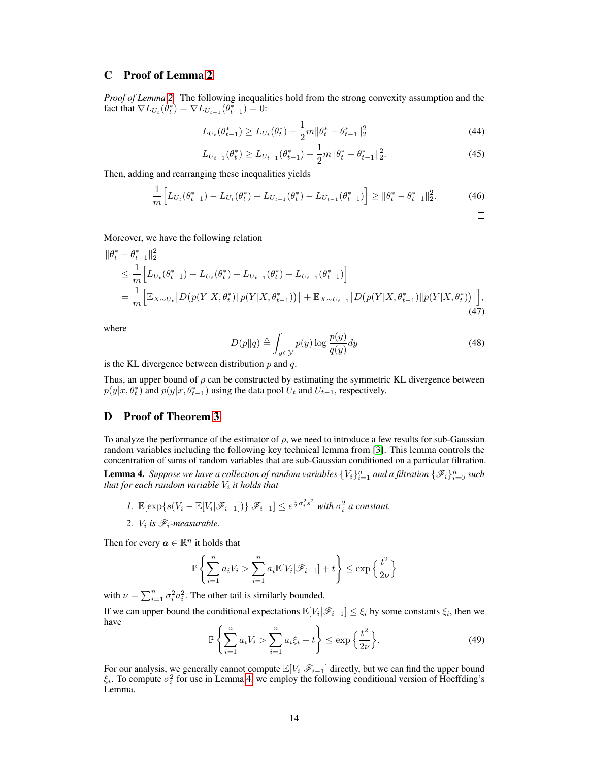## C Proof of Lemma 2

*Proof of Lemma 2.* The following inequalities hold from the strong convexity assumption and the fact that $\nabla L_{U_t}(\theta_t^*) = \nabla L_{U_{t-1}}(\theta_{t-1}^*) = 0$:

$$L_{U_t}(\theta_{t-1}^*) \geq L_{U_t}(\theta_t^*) + \frac{1}{2}m\|\theta_t^* - \theta_{t-1}^*\|_2^2 \tag{44}$$

$$L_{U_{t-1}}(\theta_t^*) \geq L_{U_{t-1}}(\theta_{t-1}^*) + \frac{1}{2}m\|\theta_t^* - \theta_{t-1}^*\|_2^2. \tag{45}$$

Then, adding and rearranging these inequalities yields

$$\frac{1}{m}\Big[L_{U_t}(\theta_{t-1}^*) - L_{U_t}(\theta_t^*) + L_{U_{t-1}}(\theta_t^*) - L_{U_{t-1}}(\theta_{t-1}^*)\Big] \geq \|\theta_t^* - \theta_{t-1}^*\|_2^2. \tag{46}$$

□

Moreover, we have the following relation

$$\begin{aligned}
&\|\theta_t^* - \theta_{t-1}^*\|_2^2 \\
&\quad\leq \frac{1}{m}\Big[L_{U_t}(\theta_{t-1}^*) - L_{U_t}(\theta_t^*) + L_{U_{t-1}}(\theta_t^*) - L_{U_{t-1}}(\theta_{t-1}^*)\Big] \\
&\quad= \frac{1}{m}\Big[\mathbb{E}_{X\sim U_t}\big[D\big(p(Y|X,\theta_t^*)\|p(Y|X,\theta_{t-1}^*)\big)\big] + \mathbb{E}_{X\sim U_{t-1}}\big[D\big(p(Y|X,\theta_{t-1}^*)\|p(Y|X,\theta_t^*)\big)\big]\Big],
\end{aligned} \tag{47}$$

where

$$D(p\|q) \triangleq \int_{y\in\mathcal{Y}} p(y)\log\frac{p(y)}{q(y)}dy \tag{48}$$

is the KL divergence between distribution $p$ and $q$.

Thus, an upper bound of $\rho$ can be constructed by estimating the symmetric KL divergence between $p(y|x,\theta_t^*)$ and $p(y|x,\theta_{t-1}^*)$ using the data pool $U_t$ and $U_{t-1}$, respectively.

## D Proof of Theorem 3

To analyze the performance of the estimator of $\rho$, we need to introduce a few results for sub-Gaussian random variables including the following key technical lemma from [3]. This lemma controls the concentration of sums of random variables that are sub-Gaussian conditioned on a particular filtration.

**Lemma 4.** *Suppose we have a collection of random variables $\{V_i\}_{i=1}^n$ and a filtration $\{\mathscr{F}_i\}_{i=0}^n$ such that for each random variable $V_i$ it holds that*

1. $\mathbb{E}[\exp\{s(V_i - \mathbb{E}[V_i|\mathscr{F}_{i-1}])\}|\mathscr{F}_{i-1}] \leq e^{\frac{1}{2}\sigma_i^2 s^2}$ *with $\sigma_i^2$ a constant.*
2. *$V_i$ is $\mathscr{F}_i$-measurable.*

Then for every $\boldsymbol{a} \in \mathbb{R}^n$ it holds that

$$\mathbb{P}\left\{\sum_{i=1}^n a_i V_i > \sum_{i=1}^n a_i \mathbb{E}[V_i|\mathscr{F}_{i-1}] + t\right\} \leq \exp\left\{\frac{t^2}{2\nu}\right\}$$

with $\nu = \sum_{i=1}^n \sigma_i^2 a_i^2$. The other tail is similarly bounded.

If we can upper bound the conditional expectations $\mathbb{E}[V_i|\mathscr{F}_{i-1}] \leq \xi_i$ by some constants $\xi_i$, then we have

$$\mathbb{P}\left\{\sum_{i=1}^n a_i V_i > \sum_{i=1}^n a_i \xi_i + t\right\} \leq \exp\left\{\frac{t^2}{2\nu}\right\}. \tag{49}$$

For our analysis, we generally cannot compute $\mathbb{E}[V_i|\mathscr{F}_{i-1}]$ directly, but we can find the upper bound $\xi_i$. To compute $\sigma_i^2$ for use in Lemma 4, we employ the following conditional version of Hoeffding's Lemma.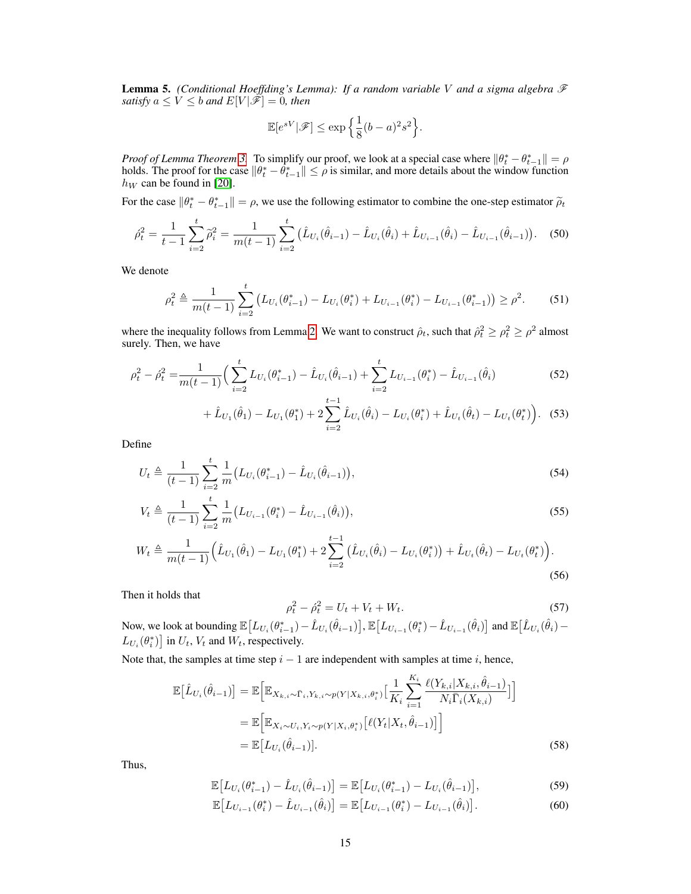**Lemma 5.** *(Conditional Hoeffding's Lemma): If a random variable $V$ and a sigma algebra $\mathscr{F}$ satisfy $a \le V \le b$ and $E[V|\mathscr{F}] = 0$, then*

$$\mathbb{E}[e^{sV}|\mathscr{F}] \le \exp\Big\{\frac{1}{8}(b-a)^2 s^2\Big\}.$$

*Proof of Lemma Theorem 3.* To simplify our proof, we look at a special case where $\|\theta_t^* - \theta_{t-1}^*\| = \rho$ holds. The proof for the case $\|\theta_t^* - \theta_{t-1}^*\| \le \rho$ is similar, and more details about the window function $h_W$ can be found in [20].

For the case $\|\theta_t^* - \theta_{t-1}^*\| = \rho$, we use the following estimator to combine the one-step estimator $\widetilde{\rho}_t$

$$\acute{\rho}_t^2 = \frac{1}{t-1}\sum_{i=2}^{t} \widetilde{\rho}_i^2 = \frac{1}{m(t-1)}\sum_{i=2}^{t}\big(\hat{L}_{U_i}(\hat{\theta}_{i-1}) - \hat{L}_{U_i}(\hat{\theta}_i) + \hat{L}_{U_{i-1}}(\hat{\theta}_i) - \hat{L}_{U_{i-1}}(\hat{\theta}_{i-1})\big). \tag{50}$$

We denote

$$\rho_t^2 \triangleq \frac{1}{m(t-1)}\sum_{i=2}^{t}\big(L_{U_i}(\theta_{i-1}^*) - L_{U_i}(\theta_i^*) + L_{U_{i-1}}(\theta_i^*) - L_{U_{i-1}}(\theta_{i-1}^*)\big) \ge \rho^2. \tag{51}$$

where the inequality follows from Lemma 2. We want to construct $\hat{\rho}_t$, such that $\hat{\rho}_t^2 \ge \rho_t^2 \ge \rho^2$ almost surely. Then, we have

$$\rho_t^2 - \acute{\rho}_t^2 = \frac{1}{m(t-1)}\Big(\sum_{i=2}^{t} L_{U_i}(\theta_{i-1}^*) - \hat{L}_{U_i}(\hat{\theta}_{i-1}) + \sum_{i=2}^{t} L_{U_{i-1}}(\theta_i^*) - \hat{L}_{U_{i-1}}(\hat{\theta}_i) \tag{52}$$

$$+ \hat{L}_{U_1}(\hat{\theta}_1) - L_{U_1}(\theta_1^*) + 2\sum_{i=2}^{t-1}\hat{L}_{U_i}(\hat{\theta}_i) - L_{U_i}(\theta_i^*) + \hat{L}_{U_t}(\hat{\theta}_t) - L_{U_t}(\theta_t^*)\Big). \tag{53}$$

Define

$$U_t \triangleq \frac{1}{(t-1)}\sum_{i=2}^{t}\frac{1}{m}\big(L_{U_i}(\theta_{i-1}^*) - \hat{L}_{U_i}(\hat{\theta}_{i-1})\big), \tag{54}$$

$$V_t \triangleq \frac{1}{(t-1)}\sum_{i=2}^{t}\frac{1}{m}\big(L_{U_{i-1}}(\theta_i^*) - \hat{L}_{U_{i-1}}(\hat{\theta}_i)\big), \tag{55}$$

$$W_t \triangleq \frac{1}{m(t-1)}\Big(\hat{L}_{U_1}(\hat{\theta}_1) - L_{U_1}(\theta_1^*) + 2\sum_{i=2}^{t-1}\big(\hat{L}_{U_i}(\hat{\theta}_i) - L_{U_i}(\theta_i^*)\big) + \hat{L}_{U_t}(\hat{\theta}_t) - L_{U_t}(\theta_t^*)\Big). \tag{56}$$

Then it holds that

$$\rho_t^2 - \acute{\rho}_t^2 = U_t + V_t + W_t. \tag{57}$$

Now, we look at bounding $\mathbb{E}\big[L_{U_i}(\theta_{i-1}^*) - \hat{L}_{U_i}(\hat{\theta}_{i-1})\big]$, $\mathbb{E}\big[L_{U_{i-1}}(\theta_i^*) - \hat{L}_{U_{i-1}}(\hat{\theta}_i)\big]$ and $\mathbb{E}\big[\hat{L}_{U_i}(\hat{\theta}_i) - L_{U_i}(\theta_i^*)\big]$ in $U_t$, $V_t$ and $W_t$, respectively.

Note that, the samples at time step $i-1$ are independent with samples at time $i$, hence,

$$\begin{aligned}
\mathbb{E}\big[\hat{L}_{U_i}(\hat{\theta}_{i-1})\big] &= \mathbb{E}\Big[\mathbb{E}_{X_{k,i}\sim\bar{\Gamma}_i, Y_{k,i}\sim p(Y|X_{k,i},\theta_i^*)}\big[\frac{1}{K_i}\sum_{i=1}^{K_i}\frac{\ell(Y_{k,i}|X_{k,i},\hat{\theta}_{i-1})}{N_i\bar{\Gamma}_i(X_{k,i})}\big]\Big] \\
&= \mathbb{E}\Big[\mathbb{E}_{X_i\sim U_i, Y_i\sim p(Y|X_i,\theta_i^*)}\big[\ell(Y_t|X_t,\hat{\theta}_{i-1})\big]\Big] \\
&= \mathbb{E}\big[L_{U_i}(\hat{\theta}_{i-1})\big].
\end{aligned} \tag{58}$$

Thus,

$$\mathbb{E}\big[L_{U_i}(\theta_{i-1}^*) - \hat{L}_{U_i}(\hat{\theta}_{i-1})\big] = \mathbb{E}\big[L_{U_i}(\theta_{i-1}^*) - L_{U_i}(\hat{\theta}_{i-1})\big], \tag{59}$$

$$\mathbb{E}\big[L_{U_{i-1}}(\theta_i^*) - \hat{L}_{U_{i-1}}(\hat{\theta}_i)\big] = \mathbb{E}\big[L_{U_{i-1}}(\theta_i^*) - L_{U_{i-1}}(\hat{\theta}_i)\big]. \tag{60}$$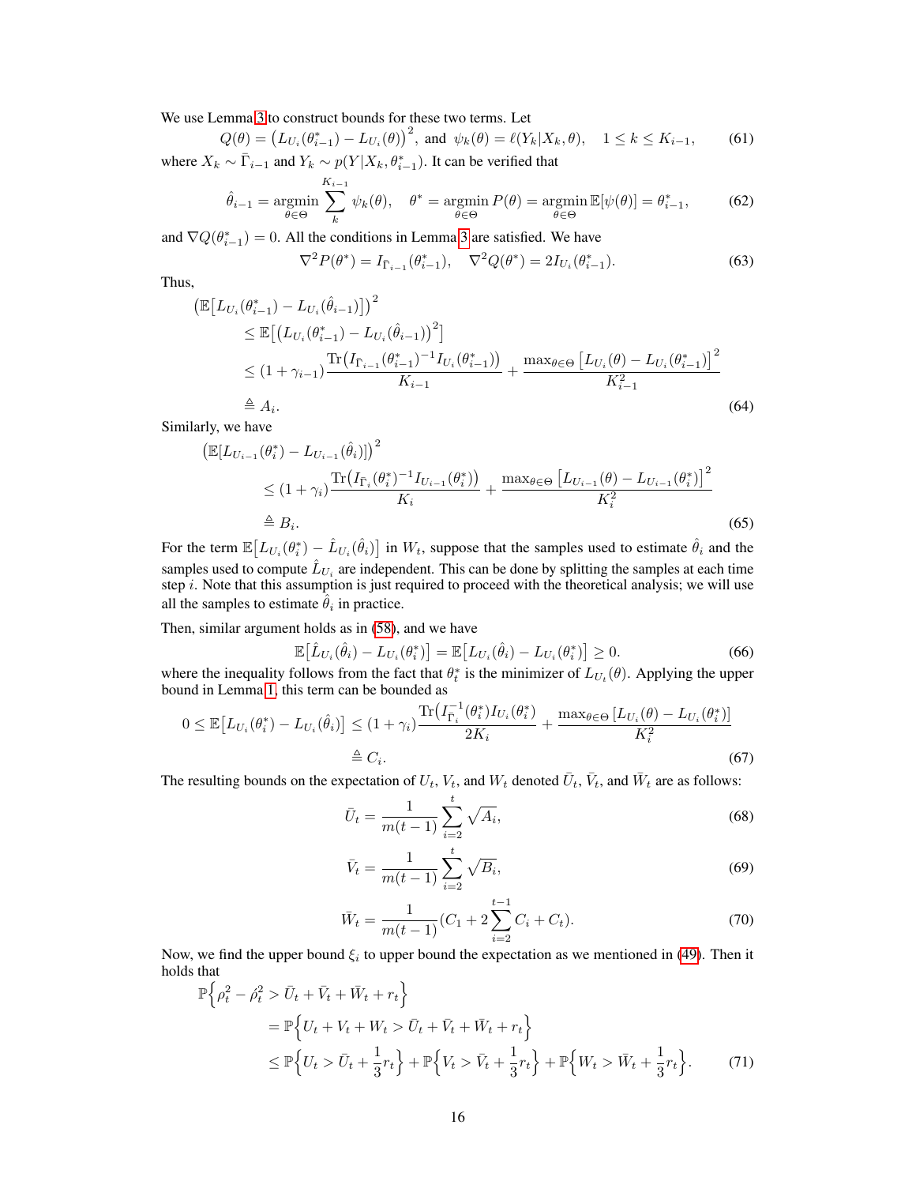We use Lemma 3 to construct bounds for these two terms. Let

$$
Q(\theta) = \big(L_{U_i}(\theta^*_{i-1}) - L_{U_i}(\theta)\big)^2, \text{ and } \psi_k(\theta) = \ell(Y_k|X_k, \theta), \quad 1 \le k \le K_{i-1}, \tag{61}
$$

where $X_k \sim \bar{\Gamma}_{i-1}$ and $Y_k \sim p(Y|X_k, \theta^*_{i-1})$. It can be verified that

$$
\hat{\theta}_{i-1} = \operatorname*{argmin}_{\theta\in\Theta} \sum_{k}^{K_{i-1}} \psi_k(\theta), \quad \theta^* = \operatorname*{argmin}_{\theta\in\Theta} P(\theta) = \operatorname*{argmin}_{\theta\in\Theta} \mathbb{E}[\psi(\theta)] = \theta^*_{i-1}, \tag{62}
$$

and $\nabla Q(\theta^*_{i-1}) = 0$. All the conditions in Lemma 3 are satisfied. We have

$$
\nabla^2 P(\theta^*) = I_{\bar{\Gamma}_{i-1}}(\theta^*_{i-1}), \quad \nabla^2 Q(\theta^*) = 2 I_{U_i}(\theta^*_{i-1}). \tag{63}
$$

Thus,

$$
\begin{aligned}
&\big(\mathbb{E}\big[L_{U_i}(\theta^*_{i-1}) - L_{U_i}(\hat{\theta}_{i-1})\big]\big)^2 \\
&\quad\le \mathbb{E}\big[\big(L_{U_i}(\theta^*_{i-1}) - L_{U_i}(\hat{\theta}_{i-1})\big)^2\big] \\
&\quad\le (1+\gamma_{i-1}) \frac{\operatorname{Tr}\big(I_{\bar{\Gamma}_{i-1}}(\theta^*_{i-1})^{-1} I_{U_i}(\theta^*_{i-1})\big)}{K_{i-1}} + \frac{\max_{\theta\in\Theta}\big[L_{U_i}(\theta) - L_{U_i}(\theta^*_{i-1})\big]^2}{K^2_{i-1}} \\
&\quad\triangleq A_i.
\end{aligned} \tag{64}
$$

Similarly, we have

$$
\begin{aligned}
&\big(\mathbb{E}[L_{U_{i-1}}(\theta^*_i) - L_{U_{i-1}}(\hat{\theta}_i)]\big)^2 \\
&\quad\le (1+\gamma_i) \frac{\operatorname{Tr}\big(I_{\bar{\Gamma}_i}(\theta^*_i)^{-1} I_{U_{i-1}}(\theta^*_i)\big)}{K_i} + \frac{\max_{\theta\in\Theta}\big[L_{U_{i-1}}(\theta) - L_{U_{i-1}}(\theta^*_i)\big]^2}{K^2_i} \\
&\quad\triangleq B_i.
\end{aligned} \tag{65}
$$

For the term $\mathbb{E}\big[L_{U_i}(\theta^*_i) - \hat{L}_{U_i}(\hat{\theta}_i)\big]$ in $W_t$, suppose that the samples used to estimate $\hat{\theta}_i$ and the samples used to compute $\hat{L}_{U_i}$ are independent. This can be done by splitting the samples at each time step $i$. Note that this assumption is just required to proceed with the theoretical analysis; we will use all the samples to estimate $\hat{\theta}_i$ in practice.

Then, similar argument holds as in (58), and we have

$$
\mathbb{E}\big[\hat{L}_{U_i}(\hat{\theta}_i) - L_{U_i}(\theta^*_i)\big] = \mathbb{E}\big[L_{U_i}(\hat{\theta}_i) - L_{U_i}(\theta^*_i)\big] \ge 0. \tag{66}
$$

where the inequality follows from the fact that $\theta^*_t$ is the minimizer of $L_{U_t}(\theta)$. Applying the upper bound in Lemma 1, this term can be bounded as

$$
\begin{aligned}
0 \le \mathbb{E}\big[L_{U_i}(\theta^*_i) - \hat{L}_{U_i}(\hat{\theta}_i)\big] &\le (1+\gamma_i) \frac{\operatorname{Tr}\big(I^{-1}_{\bar{\Gamma}_i}(\theta^*_i) I_{U_i}(\theta^*_i)\big)}{2K_i} + \frac{\max_{\theta\in\Theta}\big[L_{U_i}(\theta) - L_{U_i}(\theta^*_i)\big]}{K^2_i} \\
&\triangleq C_i.
\end{aligned} \tag{67}
$$

The resulting bounds on the expectation of $U_t$, $V_t$, and $W_t$ denoted $\bar{U}_t$, $\bar{V}_t$, and $\bar{W}_t$ are as follows:

$$
\bar{U}_t = \frac{1}{m(t-1)} \sum_{i=2}^{t} \sqrt{A_i}, \tag{68}
$$

$$
\bar{V}_t = \frac{1}{m(t-1)} \sum_{i=2}^{t} \sqrt{B_i}, \tag{69}
$$

$$
\bar{W}_t = \frac{1}{m(t-1)} \Big(C_1 + 2\sum_{i=2}^{t-1} C_i + C_t\Big). \tag{70}
$$

Now, we find the upper bound $\xi_i$ to upper bound the expectation as we mentioned in (49). Then it holds that

$$
\begin{aligned}
&\mathbb{P}\Big\{\rho^2_t - \hat{\rho}^2_t > \bar{U}_t + \bar{V}_t + \bar{W}_t + r_t\Big\} \\
&\quad= \mathbb{P}\Big\{U_t + V_t + W_t > \bar{U}_t + \bar{V}_t + \bar{W}_t + r_t\Big\} \\
&\quad\le \mathbb{P}\Big\{U_t > \bar{U}_t + \frac{1}{3} r_t\Big\} + \mathbb{P}\Big\{V_t > \bar{V}_t + \frac{1}{3} r_t\Big\} + \mathbb{P}\Big\{W_t > \bar{W}_t + \frac{1}{3} r_t\Big\}.
\end{aligned} \tag{71}
$$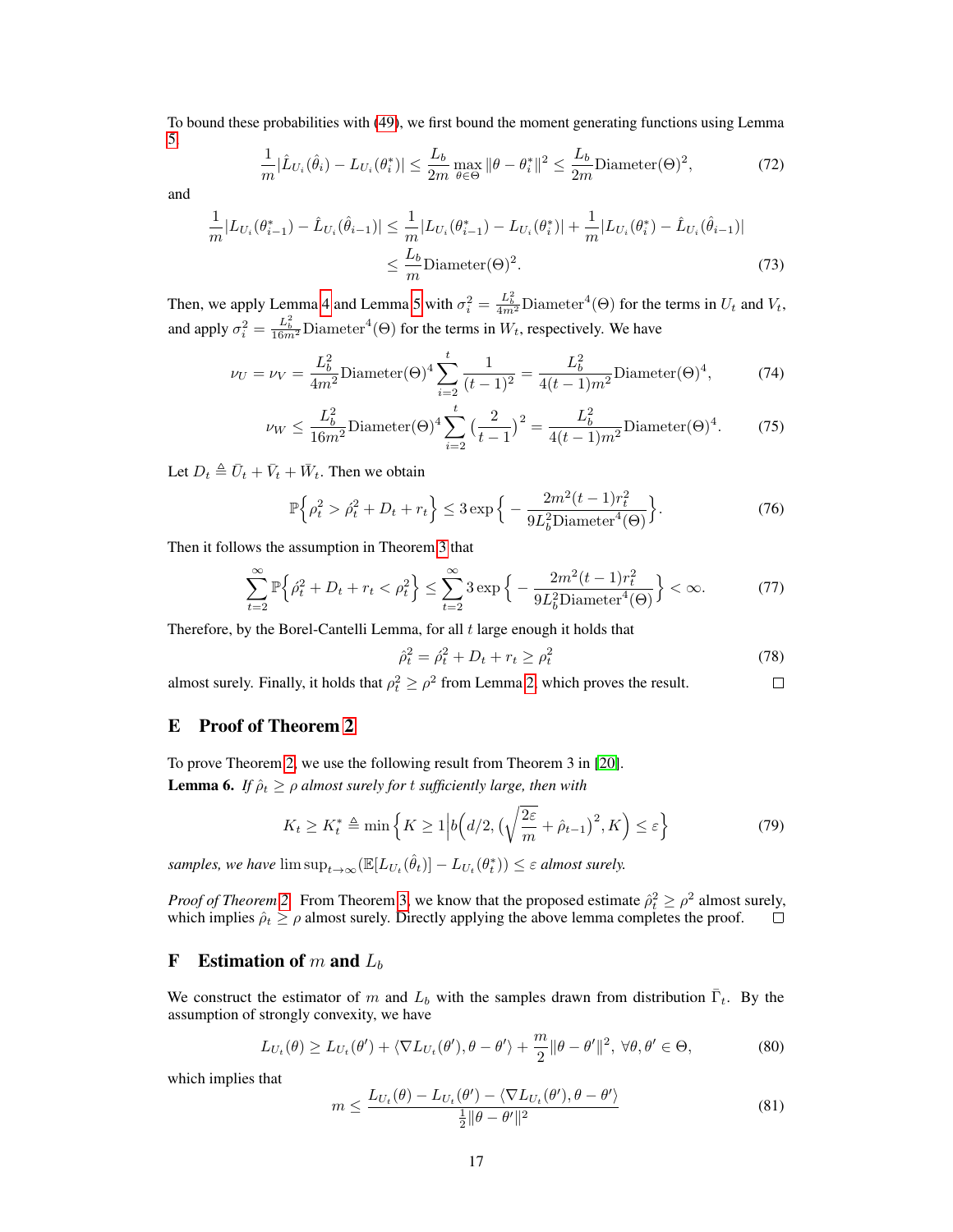To bound these probabilities with (49), we first bound the moment generating functions using Lemma 5

$$\frac{1}{m}|\hat{L}_{U_i}(\hat{\theta}_i) - L_{U_i}(\theta_i^*)| \leq \frac{L_b}{2m}\max_{\theta\in\Theta}\|\theta - \theta_i^*\|^2 \leq \frac{L_b}{2m}\text{Diameter}(\Theta)^2, \tag{72}$$

and

$$\begin{aligned}\frac{1}{m}|L_{U_i}(\theta_{i-1}^*) - \hat{L}_{U_i}(\hat{\theta}_{i-1})| &\leq \frac{1}{m}|L_{U_i}(\theta_{i-1}^*) - L_{U_i}(\theta_i^*)| + \frac{1}{m}|L_{U_i}(\theta_i^*) - \hat{L}_{U_i}(\hat{\theta}_{i-1})| \\ &\leq \frac{L_b}{m}\text{Diameter}(\Theta)^2. \end{aligned}\tag{73}$$

Then, we apply Lemma 4 and Lemma 5 with $\sigma_i^2 = \frac{L_b^2}{4m^2}\text{Diameter}^4(\Theta)$ for the terms in $U_t$ and $V_t$, and apply $\sigma_i^2 = \frac{L_b^2}{16m^2}\text{Diameter}^4(\Theta)$ for the terms in $W_t$, respectively. We have

$$\nu_U = \nu_V = \frac{L_b^2}{4m^2}\text{Diameter}(\Theta)^4\sum_{i=2}^{t}\frac{1}{(t-1)^2} = \frac{L_b^2}{4(t-1)m^2}\text{Diameter}(\Theta)^4, \tag{74}$$

$$\nu_W \leq \frac{L_b^2}{16m^2}\text{Diameter}(\Theta)^4\sum_{i=2}^{t}\left(\frac{2}{t-1}\right)^2 = \frac{L_b^2}{4(t-1)m^2}\text{Diameter}(\Theta)^4. \tag{75}$$

Let $D_t \triangleq \bar{U}_t + \bar{V}_t + \bar{W}_t$. Then we obtain

$$\mathbb{P}\left\{\rho_t^2 > \acute{\rho}_t^2 + D_t + r_t\right\} \leq 3\exp\left\{-\frac{2m^2(t-1)r_t^2}{9L_b^2\text{Diameter}^4(\Theta)}\right\}. \tag{76}$$

Then it follows the assumption in Theorem 3 that

$$\sum_{t=2}^{\infty}\mathbb{P}\left\{\acute{\rho}_t^2 + D_t + r_t < \rho_t^2\right\} \leq \sum_{t=2}^{\infty}3\exp\left\{-\frac{2m^2(t-1)r_t^2}{9L_b^2\text{Diameter}^4(\Theta)}\right\} < \infty. \tag{77}$$

Therefore, by the Borel-Cantelli Lemma, for all $t$ large enough it holds that

$$\hat{\rho}_t^2 = \acute{\rho}_t^2 + D_t + r_t \geq \rho_t^2 \tag{78}$$

almost surely. Finally, it holds that $\rho_t^2 \geq \rho^2$ from Lemma 2, which proves the result. □

## E Proof of Theorem 2

To prove Theorem 2, we use the following result from Theorem 3 in [20].

**Lemma 6.** *If $\hat{\rho}_t \geq \rho$ almost surely for t sufficiently large, then with*

$$K_t \geq K_t^* \triangleq \min\left\{K \geq 1 \middle| b\left(d/2, \left(\sqrt{\frac{2\varepsilon}{m}} + \hat{\rho}_{t-1}\right)^2, K\right) \leq \varepsilon\right\} \tag{79}$$

*samples, we have $\limsup_{t\to\infty}(\mathbb{E}[L_{U_t}(\hat{\theta}_t)] - L_{U_t}(\theta_t^*)) \leq \varepsilon$ almost surely.*

*Proof of Theorem 2.* From Theorem 3, we know that the proposed estimate $\hat{\rho}_t^2 \geq \rho^2$ almost surely, which implies $\hat{\rho}_t \geq \rho$ almost surely. Directly applying the above lemma completes the proof. □

## F Estimation of $m$ and $L_b$

We construct the estimator of $m$ and $L_b$ with the samples drawn from distribution $\bar{\Gamma}_t$. By the assumption of strongly convexity, we have

$$L_{U_t}(\theta) \geq L_{U_t}(\theta') + \langle\nabla L_{U_t}(\theta'), \theta - \theta'\rangle + \frac{m}{2}\|\theta - \theta'\|^2, \ \forall\theta, \theta' \in \Theta, \tag{80}$$

which implies that

$$m \leq \frac{L_{U_t}(\theta) - L_{U_t}(\theta') - \langle\nabla L_{U_t}(\theta'), \theta - \theta'\rangle}{\frac{1}{2}\|\theta - \theta'\|^2} \tag{81}$$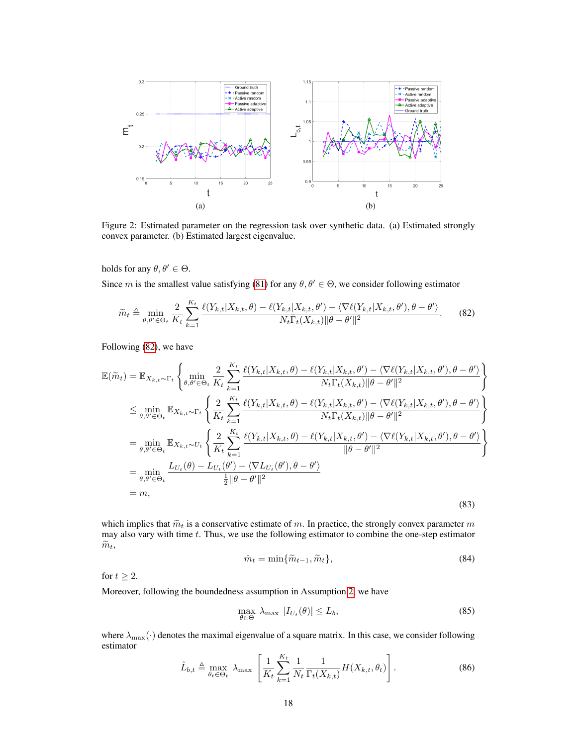(a)

$m_t$

0.3
0.25
0.2
0.15

0 5 10 15 20 25

t

Ground truth
Passive random
Active random
Passive adaptive
Active adaptive

(b)

$L_{b,t}$

1.15
1.1
1.05
1
0.95
0.9

0 5 10 15 20 25

t

Passive random
Active random
Passive adaptive
Active adaptive
Ground truth

Figure 2: Estimated parameter on the regression task over synthetic data. (a) Estimated strongly convex parameter. (b) Estimated largest eigenvalue.

holds for any $\theta, \theta' \in \Theta$.

Since $m$ is the smallest value satisfying (81) for any $\theta, \theta' \in \Theta$, we consider following estimator

$$\widetilde{m}_t \triangleq \min_{\theta,\theta' \in \Theta_t} \frac{2}{K_t} \sum_{k=1}^{K_t} \frac{\ell(Y_{k,t}|X_{k,t},\theta) - \ell(Y_{k,t}|X_{k,t},\theta') - \langle \nabla \ell(Y_{k,t}|X_{k,t},\theta'), \theta - \theta' \rangle}{N_t \Gamma_t(X_{k,t}) \|\theta - \theta'\|^2}. \tag{82}$$

Following (82), we have

$$\begin{aligned}
\mathbb{E}(\widetilde{m}_t) &= \mathbb{E}_{X_{k,t} \sim \Gamma_t} \left\{ \min_{\theta,\theta' \in \Theta_t} \frac{2}{K_t} \sum_{k=1}^{K_t} \frac{\ell(Y_{k,t}|X_{k,t},\theta) - \ell(Y_{k,t}|X_{k,t},\theta') - \langle \nabla \ell(Y_{k,t}|X_{k,t},\theta'), \theta - \theta' \rangle}{N_t \Gamma_t(X_{k,t}) \|\theta - \theta'\|^2} \right\} \\
&\leq \min_{\theta,\theta' \in \Theta_t} \mathbb{E}_{X_{k,t} \sim \Gamma_t} \left\{ \frac{2}{K_t} \sum_{k=1}^{K_t} \frac{\ell(Y_{k,t}|X_{k,t},\theta) - \ell(Y_{k,t}|X_{k,t},\theta') - \langle \nabla \ell(Y_{k,t}|X_{k,t},\theta'), \theta - \theta' \rangle}{N_t \Gamma_t(X_{k,t}) \|\theta - \theta'\|^2} \right\} \\
&= \min_{\theta,\theta' \in \Theta_t} \mathbb{E}_{X_{k,t} \sim U_t} \left\{ \frac{2}{K_t} \sum_{k=1}^{K_t} \frac{\ell(Y_{k,t}|X_{k,t},\theta) - \ell(Y_{k,t}|X_{k,t},\theta') - \langle \nabla \ell(Y_{k,t}|X_{k,t},\theta'), \theta - \theta' \rangle}{\|\theta - \theta'\|^2} \right\} \\
&= \min_{\theta,\theta' \in \Theta_t} \frac{L_{U_t}(\theta) - L_{U_t}(\theta') - \langle \nabla L_{U_t}(\theta'), \theta - \theta' \rangle}{\frac{1}{2}\|\theta - \theta'\|^2} \\
&= m,
\end{aligned} \tag{83}$$

which implies that $\widetilde{m}_t$ is a conservative estimate of $m$. In practice, the strongly convex parameter $m$ may also vary with time $t$. Thus, we use the following estimator to combine the one-step estimator $\widetilde{m}_t$,

$$\hat{m}_t = \min\{\widetilde{m}_{t-1}, \widetilde{m}_t\}, \tag{84}$$

for $t \geq 2$.

Moreover, following the boundedness assumption in Assumption 2, we have

$$\max_{\theta \in \Theta} \lambda_{\max} \left[ I_{U_t}(\theta) \right] \leq L_b, \tag{85}$$

where $\lambda_{\max}(\cdot)$ denotes the maximal eigenvalue of a square matrix. In this case, we consider following estimator

$$\hat{L}_{b,t} \triangleq \max_{\theta_t \in \Theta_t} \lambda_{\max} \left[ \frac{1}{K_t} \sum_{k=1}^{K_t} \frac{1}{N_t} \frac{1}{\Gamma_t(X_{k,t})} H(X_{k,t}, \theta_t) \right]. \tag{86}$$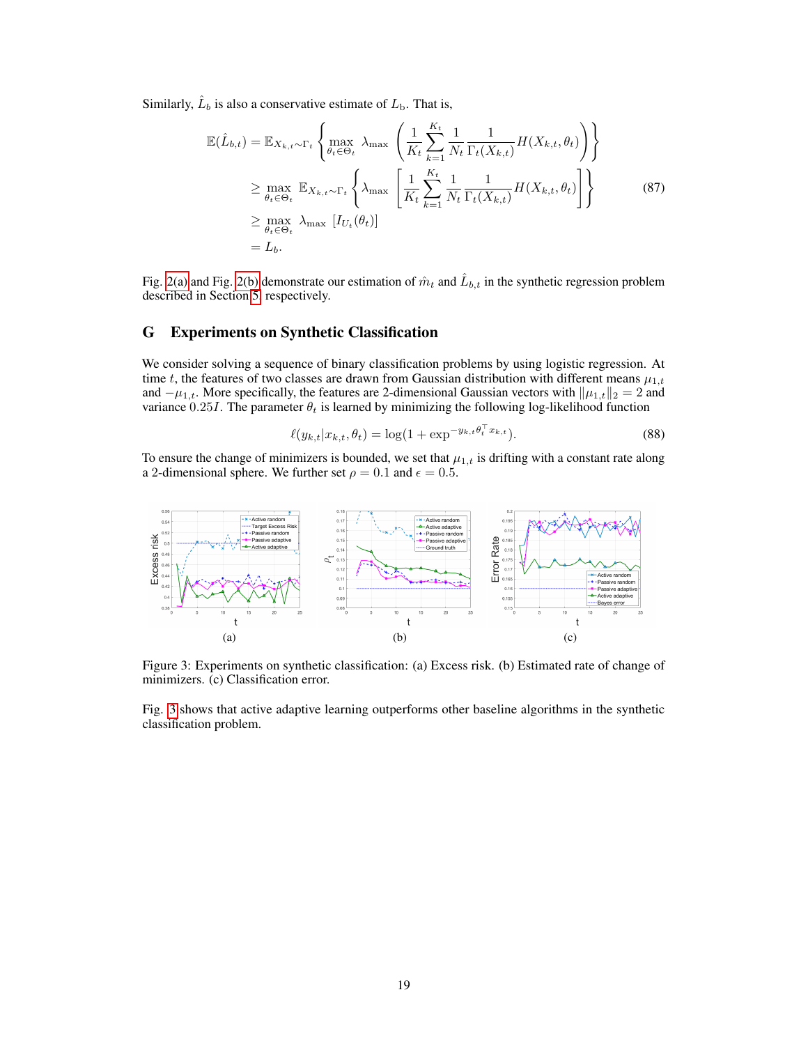Similarly, $\hat{L}_b$ is also a conservative estimate of $L_b$. That is,

$$
\begin{aligned}
\mathbb{E}(\hat{L}_{b,t}) &= \mathbb{E}_{X_{k,t}\sim\Gamma_t}\left\{\max_{\theta_t\in\Theta_t}\ \lambda_{\max}\left(\frac{1}{K_t}\sum_{k=1}^{K_t}\frac{1}{N_t}\frac{1}{\Gamma_t(X_{k,t})}H(X_{k,t},\theta_t)\right)\right\} \\
&\geq \max_{\theta_t\in\Theta_t}\ \mathbb{E}_{X_{k,t}\sim\Gamma_t}\left\{\lambda_{\max}\left[\frac{1}{K_t}\sum_{k=1}^{K_t}\frac{1}{N_t}\frac{1}{\Gamma_t(X_{k,t})}H(X_{k,t},\theta_t)\right]\right\} \\
&\geq \max_{\theta_t\in\Theta_t}\ \lambda_{\max}\left[I_{U_t}(\theta_t)\right] \\
&= L_b.
\end{aligned}
\tag{87}
$$

Fig. 2(a) and Fig. 2(b) demonstrate our estimation of $\hat{m}_t$ and $\hat{L}_{b,t}$ in the synthetic regression problem described in Section 5, respectively.

## G Experiments on Synthetic Classification

We consider solving a sequence of binary classification problems by using logistic regression. At time $t$, the features of two classes are drawn from Gaussian distribution with different means $\mu_{1,t}$ and $-\mu_{1,t}$. More specifically, the features are 2-dimensional Gaussian vectors with $\|\mu_{1,t}\|_2 = 2$ and variance $0.25I$. The parameter $\theta_t$ is learned by minimizing the following log-likelihood function

$$
\ell(y_{k,t}|x_{k,t},\theta_t) = \log(1+\exp^{-y_{k,t}\theta_t^\top x_{k,t}}).
\tag{88}
$$

To ensure the change of minimizers is bounded, we set that $\mu_{1,t}$ is drifting with a constant rate along a 2-dimensional sphere. We further set $\rho = 0.1$ and $\epsilon = 0.5$.

Excess risk
t
Active random
Target Excess Risk
Passive random
Passive adaptive
Active adaptive
(a)

$\rho_t$
t
Active random
Active adaptive
Passive random
Passive adaptive
Ground truth
(b)

Error Rate
t
Active random
Passive random
Passive adaptive
Active adaptive
Bayes error
(c)

Figure 3: Experiments on synthetic classification: (a) Excess risk. (b) Estimated rate of change of minimizers. (c) Classification error.

Fig. 3 shows that active adaptive learning outperforms other baseline algorithms in the synthetic classification problem.